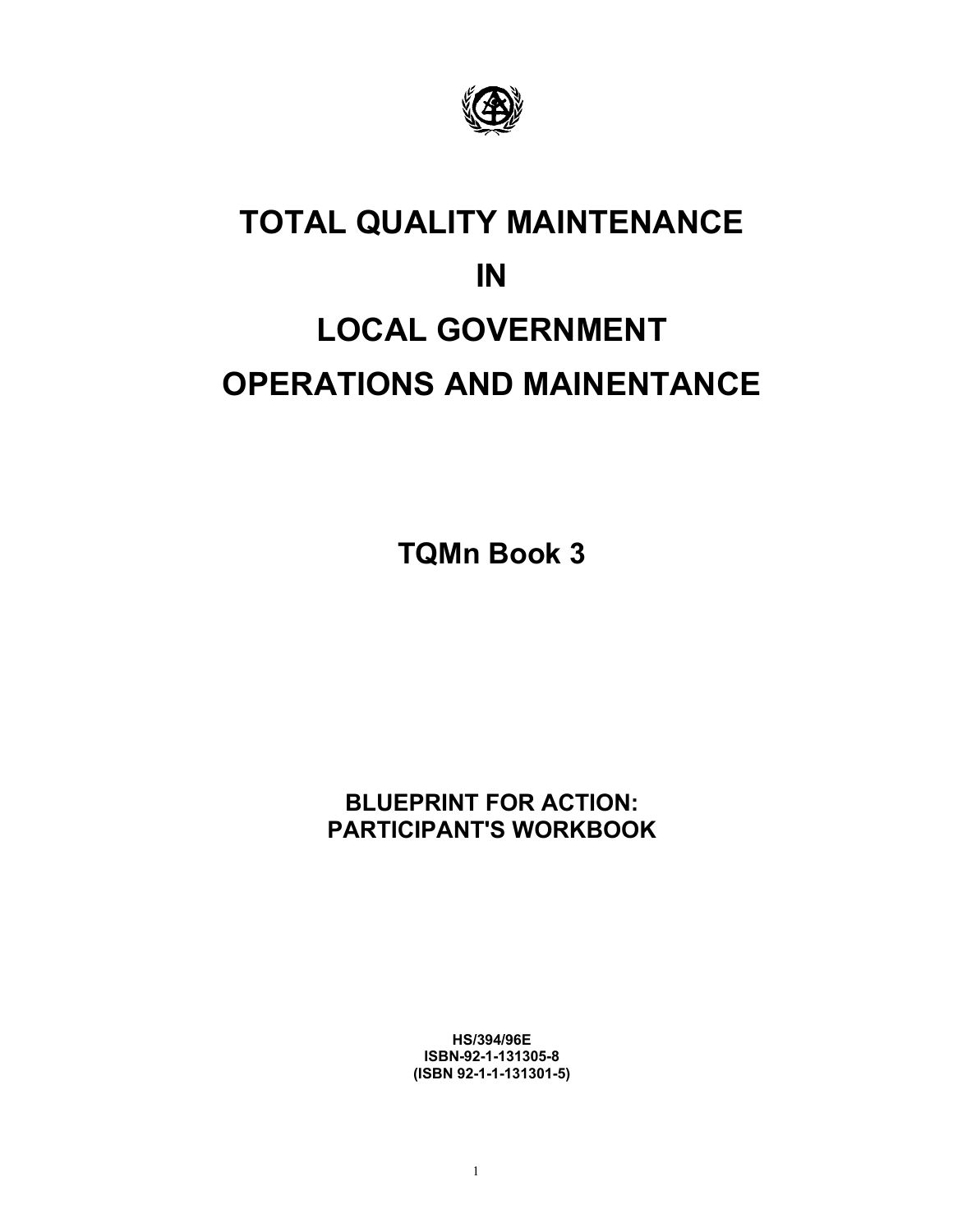# TOTAL QUALITY MAINTENANCE

# IN

# LOCAL GOVERNMENT

# OPERATIONS AND MAINENTANCE

## TQMn Book 3

### BLUEPRINT FOR ACTION: PARTICIPANT'S WORKBOOK

**HS/394/96E**
**ISBN-92-1-131305-8**
**(ISBN 92-1-1-131301-5)**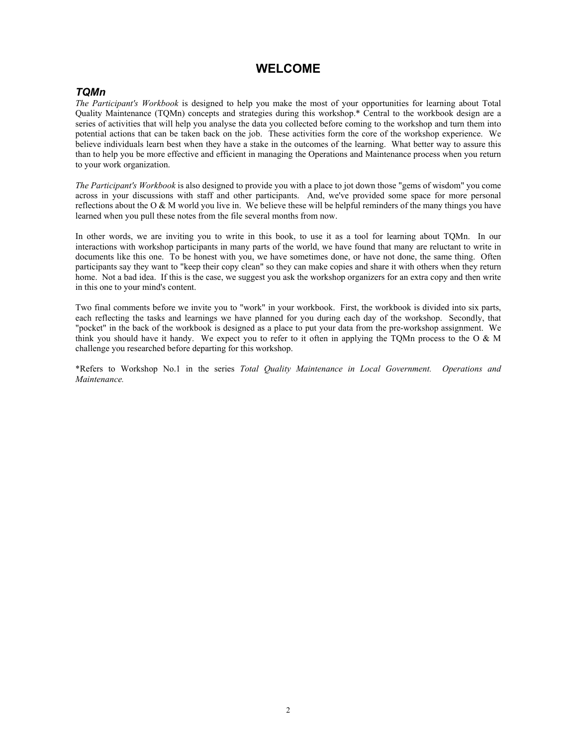# WELCOME

## *TQMn*

*The Participant's Workbook* is designed to help you make the most of your opportunities for learning about Total Quality Maintenance (TQMn) concepts and strategies during this workshop.* Central to the workbook design are a series of activities that will help you analyse the data you collected before coming to the workshop and turn them into potential actions that can be taken back on the job. These activities form the core of the workshop experience. We believe individuals learn best when they have a stake in the outcomes of the learning. What better way to assure this than to help you be more effective and efficient in managing the Operations and Maintenance process when you return to your work organization.

*The Participant's Workbook* is also designed to provide you with a place to jot down those "gems of wisdom" you come across in your discussions with staff and other participants. And, we've provided some space for more personal reflections about the O & M world you live in. We believe these will be helpful reminders of the many things you have learned when you pull these notes from the file several months from now.

In other words, we are inviting you to write in this book, to use it as a tool for learning about TQMn. In our interactions with workshop participants in many parts of the world, we have found that many are reluctant to write in documents like this one. To be honest with you, we have sometimes done, or have not done, the same thing. Often participants say they want to "keep their copy clean" so they can make copies and share it with others when they return home. Not a bad idea. If this is the case, we suggest you ask the workshop organizers for an extra copy and then write in this one to your mind's content.

Two final comments before we invite you to "work" in your workbook. First, the workbook is divided into six parts, each reflecting the tasks and learnings we have planned for you during each day of the workshop. Secondly, that "pocket" in the back of the workbook is designed as a place to put your data from the pre-workshop assignment. We think you should have it handy. We expect you to refer to it often in applying the TQMn process to the O & M challenge you researched before departing for this workshop.

*Refers to Workshop No.1 in the series *Total Quality Maintenance in Local Government. Operations and Maintenance.*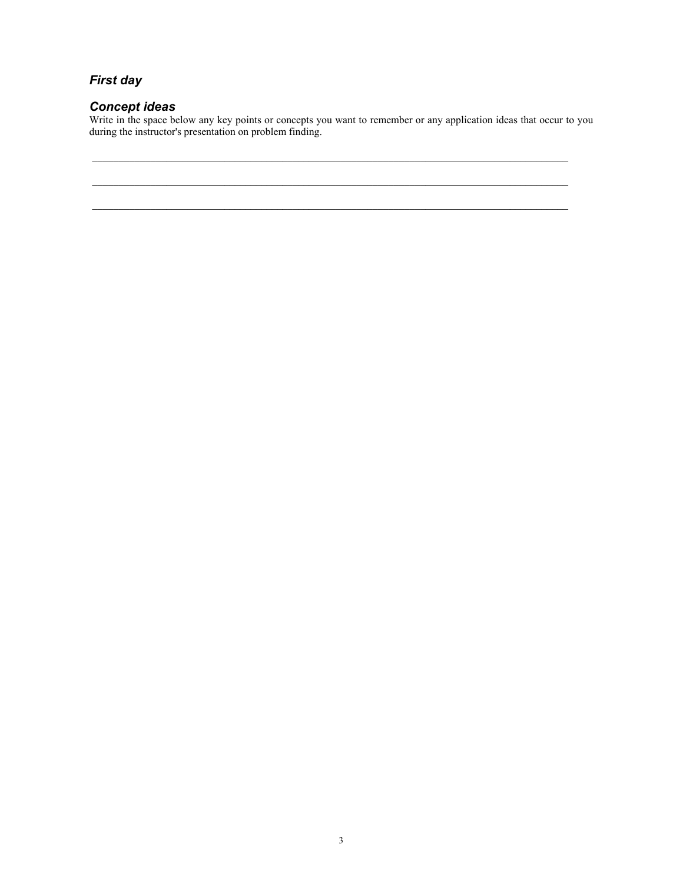### *First day*

### *Concept ideas*

Write in the space below any key points or concepts you want to remember or any application ideas that occur to you during the instructor's presentation on problem finding.

______________________________________________________________________________________

______________________________________________________________________________________

______________________________________________________________________________________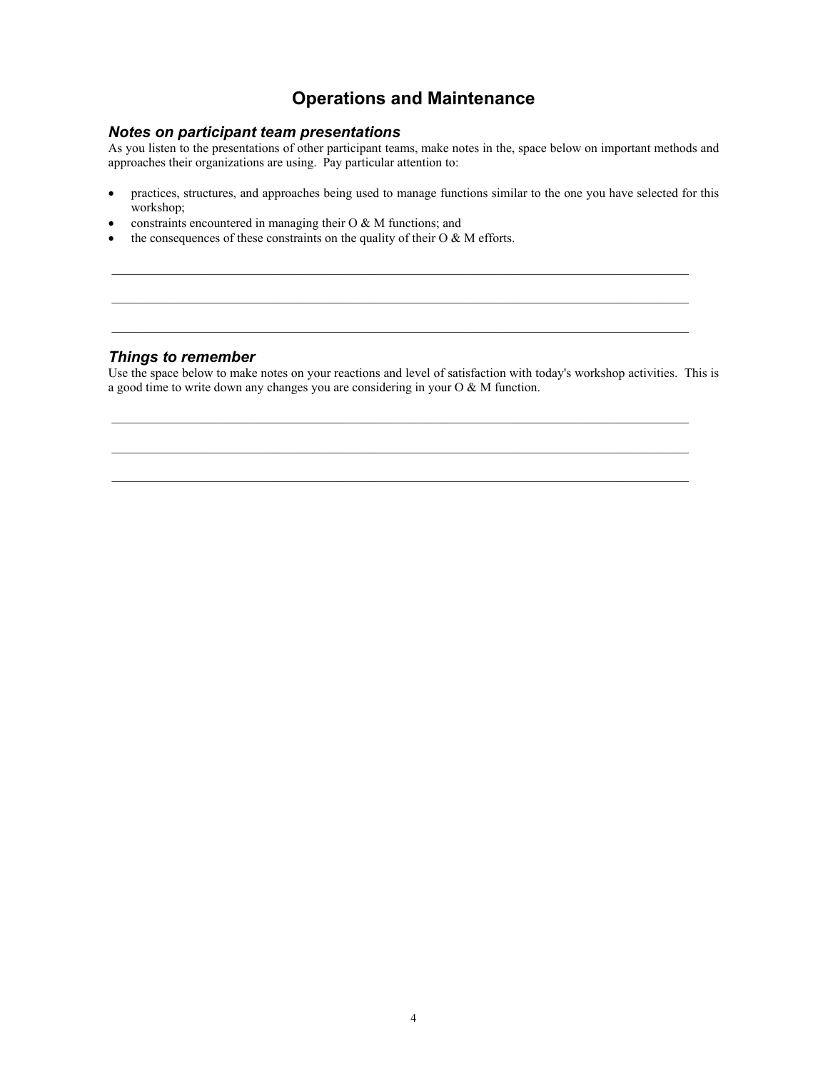# Operations and Maintenance

### *Notes on participant team presentations*

As you listen to the presentations of other participant teams, make notes in the, space below on important methods and approaches their organizations are using. Pay particular attention to:

- practices, structures, and approaches being used to manage functions similar to the one you have selected for this workshop;
- constraints encountered in managing their O & M functions; and
- the consequences of these constraints on the quality of their O & M efforts.

\_\_\_\_\_\_\_\_\_\_\_\_\_\_\_\_\_\_\_\_\_\_\_\_\_\_\_\_\_\_\_\_\_\_\_\_\_\_\_\_\_\_\_\_\_\_\_\_\_\_\_\_\_\_\_\_\_\_\_\_\_\_\_\_\_\_\_\_\_\_\_\_\_\_\_\_\_\_

\_\_\_\_\_\_\_\_\_\_\_\_\_\_\_\_\_\_\_\_\_\_\_\_\_\_\_\_\_\_\_\_\_\_\_\_\_\_\_\_\_\_\_\_\_\_\_\_\_\_\_\_\_\_\_\_\_\_\_\_\_\_\_\_\_\_\_\_\_\_\_\_\_\_\_\_\_\_

\_\_\_\_\_\_\_\_\_\_\_\_\_\_\_\_\_\_\_\_\_\_\_\_\_\_\_\_\_\_\_\_\_\_\_\_\_\_\_\_\_\_\_\_\_\_\_\_\_\_\_\_\_\_\_\_\_\_\_\_\_\_\_\_\_\_\_\_\_\_\_\_\_\_\_\_\_\_

### *Things to remember*

Use the space below to make notes on your reactions and level of satisfaction with today's workshop activities. This is a good time to write down any changes you are considering in your O & M function.

\_\_\_\_\_\_\_\_\_\_\_\_\_\_\_\_\_\_\_\_\_\_\_\_\_\_\_\_\_\_\_\_\_\_\_\_\_\_\_\_\_\_\_\_\_\_\_\_\_\_\_\_\_\_\_\_\_\_\_\_\_\_\_\_\_\_\_\_\_\_\_\_\_\_\_\_\_\_

\_\_\_\_\_\_\_\_\_\_\_\_\_\_\_\_\_\_\_\_\_\_\_\_\_\_\_\_\_\_\_\_\_\_\_\_\_\_\_\_\_\_\_\_\_\_\_\_\_\_\_\_\_\_\_\_\_\_\_\_\_\_\_\_\_\_\_\_\_\_\_\_\_\_\_\_\_\_

\_\_\_\_\_\_\_\_\_\_\_\_\_\_\_\_\_\_\_\_\_\_\_\_\_\_\_\_\_\_\_\_\_\_\_\_\_\_\_\_\_\_\_\_\_\_\_\_\_\_\_\_\_\_\_\_\_\_\_\_\_\_\_\_\_\_\_\_\_\_\_\_\_\_\_\_\_\_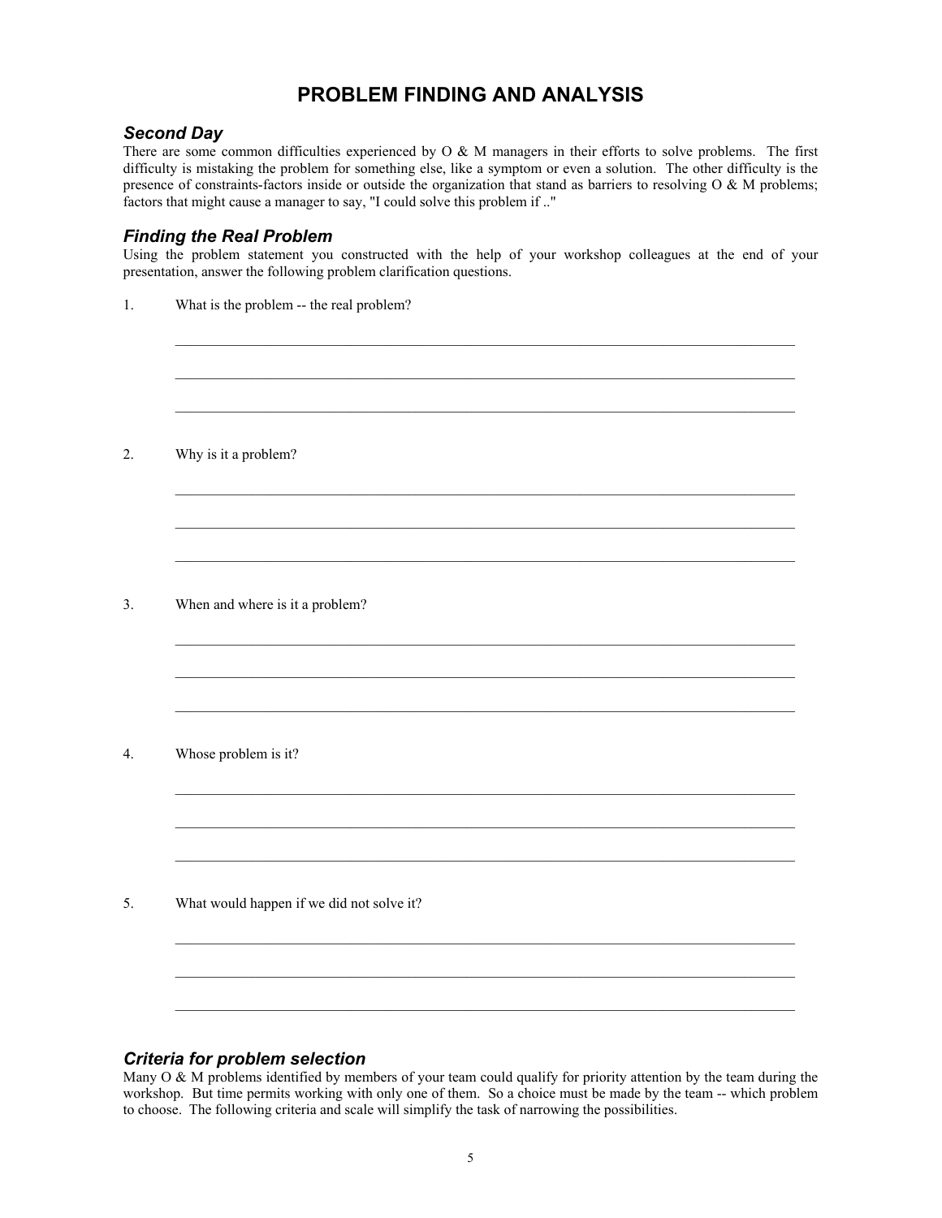# PROBLEM FINDING AND ANALYSIS

## *Second Day*

There are some common difficulties experienced by O & M managers in their efforts to solve problems. The first difficulty is mistaking the problem for something else, like a symptom or even a solution. The other difficulty is the presence of constraints-factors inside or outside the organization that stand as barriers to resolving O & M problems; factors that might cause a manager to say, "I could solve this problem if .."

## *Finding the Real Problem*

Using the problem statement you constructed with the help of your workshop colleagues at the end of your presentation, answer the following problem clarification questions.

1. What is the problem -- the real problem?

   ______________________________________________________________________________

   ______________________________________________________________________________

   ______________________________________________________________________________

2. Why is it a problem?

   ______________________________________________________________________________

   ______________________________________________________________________________

   ______________________________________________________________________________

3. When and where is it a problem?

   ______________________________________________________________________________

   ______________________________________________________________________________

   ______________________________________________________________________________

4. Whose problem is it?

   ______________________________________________________________________________

   ______________________________________________________________________________

   ______________________________________________________________________________

5. What would happen if we did not solve it?

   ______________________________________________________________________________

   ______________________________________________________________________________

   ______________________________________________________________________________

## *Criteria for problem selection*

Many O & M problems identified by members of your team could qualify for priority attention by the team during the workshop. But time permits working with only one of them. So a choice must be made by the team -- which problem to choose. The following criteria and scale will simplify the task of narrowing the possibilities.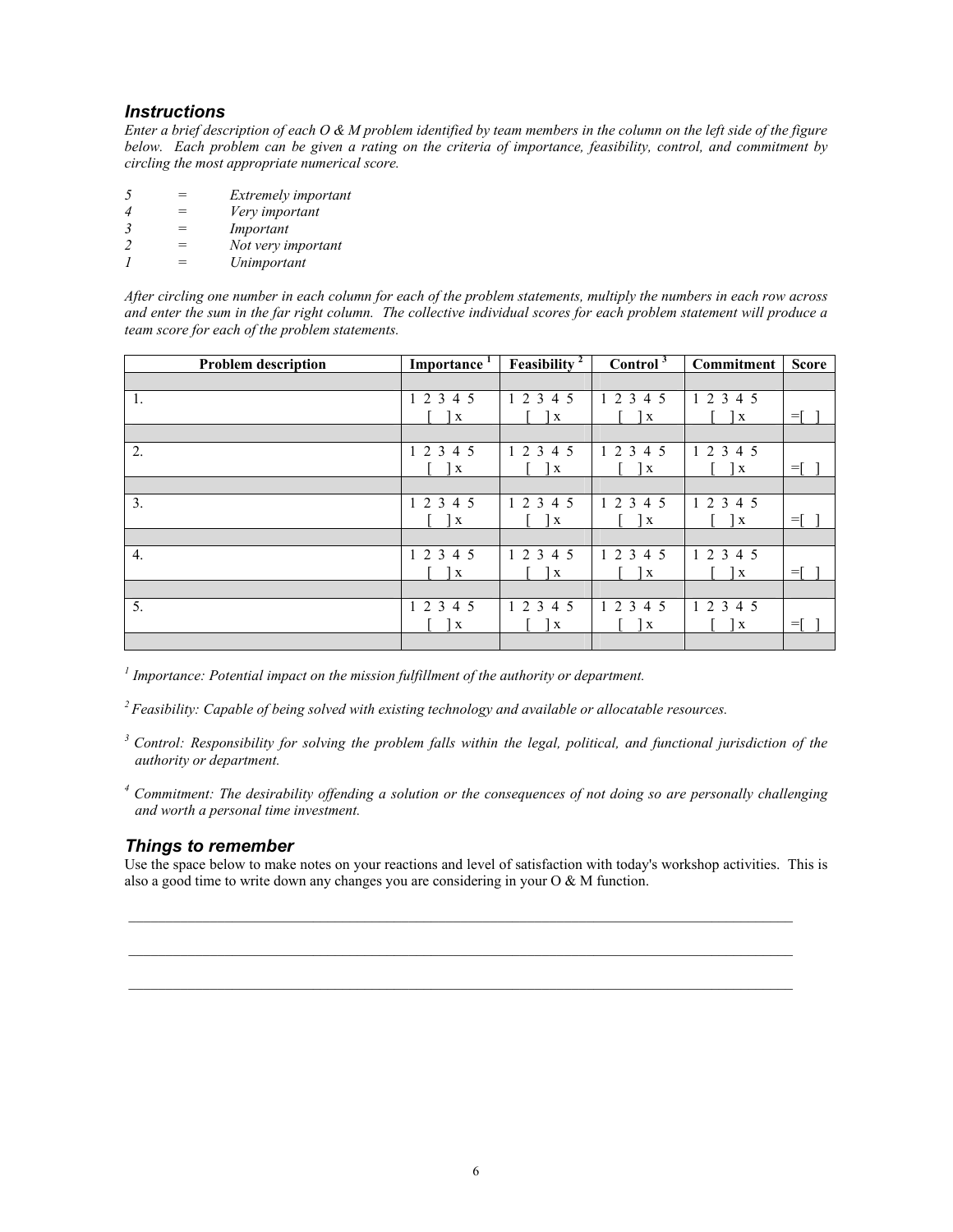### Instructions

*Enter a brief description of each O & M problem identified by team members in the column on the left side of the figure below. Each problem can be given a rating on the criteria of importance, feasibility, control, and commitment by circling the most appropriate numerical score.*

*5 = Extremely important*
*4 = Very important*
*3 = Important*
*2 = Not very important*
*1 = Unimportant*

*After circling one number in each column for each of the problem statements, multiply the numbers in each row across and enter the sum in the far right column. The collective individual scores for each problem statement will produce a team score for each of the problem statements.*

| Problem description | Importance [1] | Feasibility [2] | Control [3] | Commitment | Score |
|---|---|---|---|---|---|
| | | | | | |
| 1. | 1 2 3 4 5 [ ] x | 1 2 3 4 5 [ ] x | 1 2 3 4 5 [ ] x | 1 2 3 4 5 [ ] x | =[ ] |
| | | | | | |
| 2. | 1 2 3 4 5 [ ] x | 1 2 3 4 5 [ ] x | 1 2 3 4 5 [ ] x | 1 2 3 4 5 [ ] x | =[ ] |
| | | | | | |
| 3. | 1 2 3 4 5 [ ] x | 1 2 3 4 5 [ ] x | 1 2 3 4 5 [ ] x | 1 2 3 4 5 [ ] x | =[ ] |
| | | | | | |
| 4. | 1 2 3 4 5 [ ] x | 1 2 3 4 5 [ ] x | 1 2 3 4 5 [ ] x | 1 2 3 4 5 [ ] x | =[ ] |
| | | | | | |
| 5. | 1 2 3 4 5 [ ] x | 1 2 3 4 5 [ ] x | 1 2 3 4 5 [ ] x | 1 2 3 4 5 [ ] x | =[ ] |
| | | | | | |

*[1] Importance: Potential impact on the mission fulfillment of the authority or department.*

*[2] Feasibility: Capable of being solved with existing technology and available or allocatable resources.*

*[3] Control: Responsibility for solving the problem falls within the legal, political, and functional jurisdiction of the authority or department.*

*[4] Commitment: The desirability offending a solution or the consequences of not doing so are personally challenging and worth a personal time investment.*

### Things to remember

Use the space below to make notes on your reactions and level of satisfaction with today's workshop activities. This is also a good time to write down any changes you are considering in your O & M function.

\_\_\_\_\_\_\_\_\_\_\_\_\_\_\_\_\_\_\_\_\_\_\_\_\_\_\_\_\_\_\_\_\_\_\_\_\_\_\_\_\_\_\_\_\_\_\_\_\_\_\_\_\_\_\_\_\_\_\_\_\_\_\_\_\_\_\_\_\_\_\_\_

\_\_\_\_\_\_\_\_\_\_\_\_\_\_\_\_\_\_\_\_\_\_\_\_\_\_\_\_\_\_\_\_\_\_\_\_\_\_\_\_\_\_\_\_\_\_\_\_\_\_\_\_\_\_\_\_\_\_\_\_\_\_\_\_\_\_\_\_\_\_\_\_

\_\_\_\_\_\_\_\_\_\_\_\_\_\_\_\_\_\_\_\_\_\_\_\_\_\_\_\_\_\_\_\_\_\_\_\_\_\_\_\_\_\_\_\_\_\_\_\_\_\_\_\_\_\_\_\_\_\_\_\_\_\_\_\_\_\_\_\_\_\_\_\_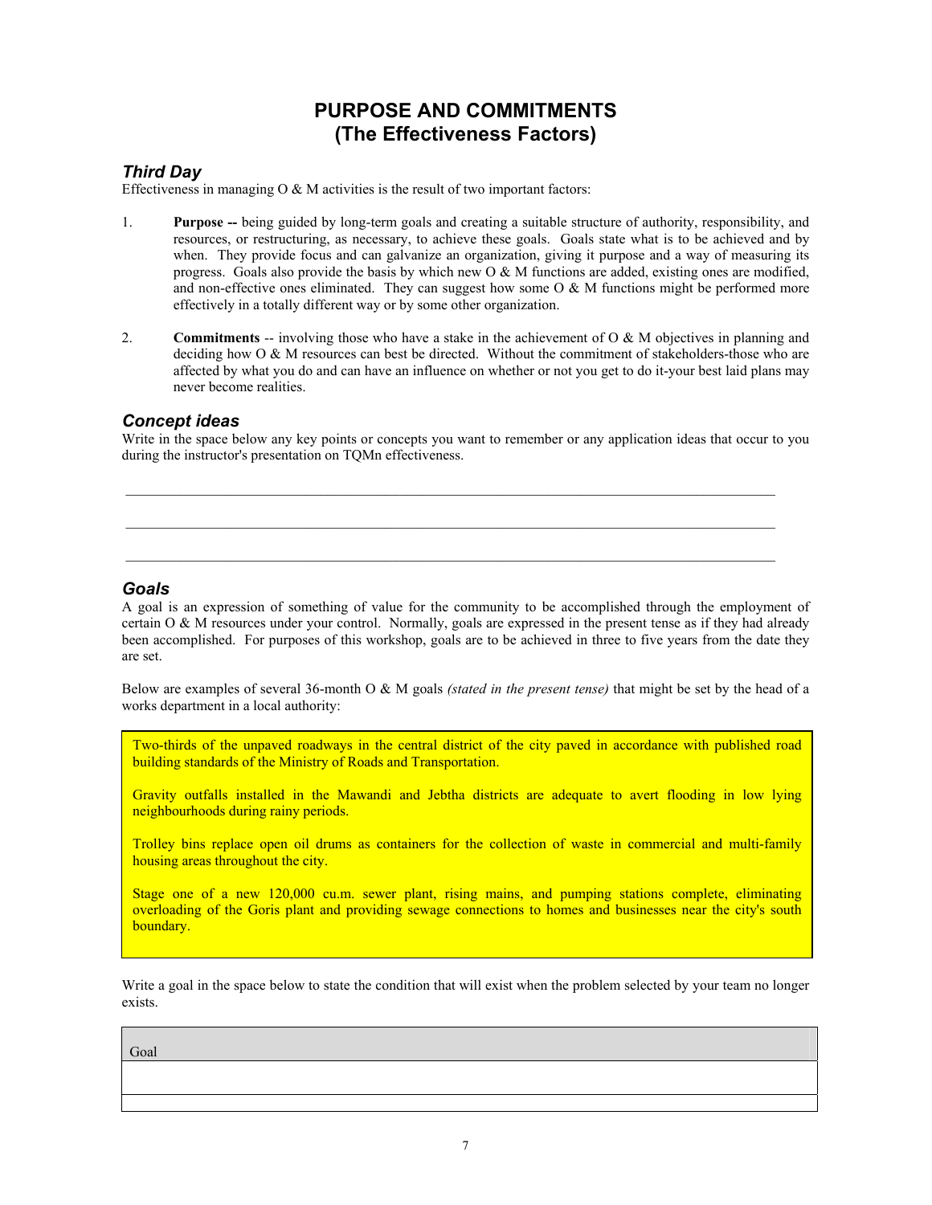# PURPOSE AND COMMITMENTS
# (The Effectiveness Factors)

## *Third Day*

Effectiveness in managing O & M activities is the result of two important factors:

1. **Purpose --** being guided by long-term goals and creating a suitable structure of authority, responsibility, and resources, or restructuring, as necessary, to achieve these goals. Goals state what is to be achieved and by when. They provide focus and can galvanize an organization, giving it purpose and a way of measuring its progress. Goals also provide the basis by which new O & M functions are added, existing ones are modified, and non-effective ones eliminated. They can suggest how some O & M functions might be performed more effectively in a totally different way or by some other organization.

2. **Commitments** -- involving those who have a stake in the achievement of O & M objectives in planning and deciding how O & M resources can best be directed. Without the commitment of stakeholders-those who are affected by what you do and can have an influence on whether or not you get to do it-your best laid plans may never become realities.

## *Concept ideas*

Write in the space below any key points or concepts you want to remember or any application ideas that occur to you during the instructor's presentation on TQMn effectiveness.

______________________________________________________________________________

______________________________________________________________________________

______________________________________________________________________________

## *Goals*

A goal is an expression of something of value for the community to be accomplished through the employment of certain O & M resources under your control. Normally, goals are expressed in the present tense as if they had already been accomplished. For purposes of this workshop, goals are to be achieved in three to five years from the date they are set.

Below are examples of several 36-month O & M goals *(stated in the present tense)* that might be set by the head of a works department in a local authority:

> Two-thirds of the unpaved roadways in the central district of the city paved in accordance with published road building standards of the Ministry of Roads and Transportation.
>
> Gravity outfalls installed in the Mawandi and Jebtha districts are adequate to avert flooding in low lying neighbourhoods during rainy periods.
>
> Trolley bins replace open oil drums as containers for the collection of waste in commercial and multi-family housing areas throughout the city.
>
> Stage one of a new 120,000 cu.m. sewer plant, rising mains, and pumping stations complete, eliminating overloading of the Goris plant and providing sewage connections to homes and businesses near the city's south boundary.

Write a goal in the space below to state the condition that will exist when the problem selected by your team no longer exists.

| Goal |
| --- |
| |
| |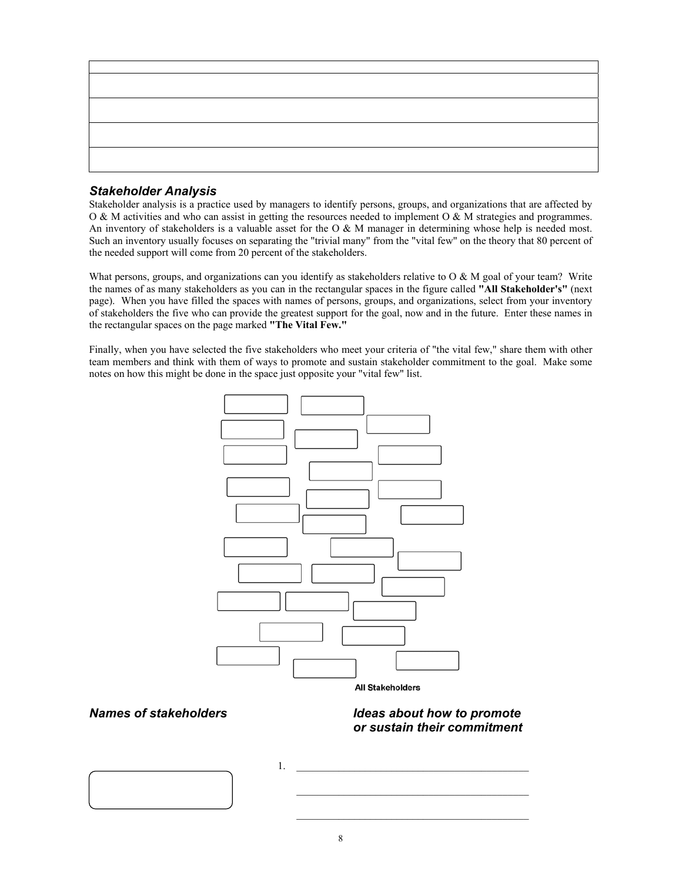| |
|---|
| |
| |
| |
| |

### *Stakeholder Analysis*

Stakeholder analysis is a practice used by managers to identify persons, groups, and organizations that are affected by O & M activities and who can assist in getting the resources needed to implement O & M strategies and programmes. An inventory of stakeholders is a valuable asset for the O & M manager in determining whose help is needed most. Such an inventory usually focuses on separating the "trivial many" from the "vital few" on the theory that 80 percent of the needed support will come from 20 percent of the stakeholders.

What persons, groups, and organizations can you identify as stakeholders relative to O & M goal of your team? Write the names of as many stakeholders as you can in the rectangular spaces in the figure called **"All Stakeholder's"** (next page). When you have filled the spaces with names of persons, groups, and organizations, select from your inventory of stakeholders the five who can provide the greatest support for the goal, now and in the future. Enter these names in the rectangular spaces on the page marked **"The Vital Few."**

Finally, when you have selected the five stakeholders who meet your criteria of "the vital few," share them with other team members and think with them of ways to promote and sustain stakeholder commitment to the goal. Make some notes on how this might be done in the space just opposite your "vital few" list.

All Stakeholders

***Names of stakeholders***

***Ideas about how to promote or sustain their commitment***

1. \_\_\_\_\_\_\_\_\_\_\_\_\_\_\_\_\_\_\_\_\_\_\_\_\_\_\_\_\_\_\_\_\_\_\_\_\_\_\_\_\_\_\_\_

   \_\_\_\_\_\_\_\_\_\_\_\_\_\_\_\_\_\_\_\_\_\_\_\_\_\_\_\_\_\_\_\_\_\_\_\_\_\_\_\_\_\_\_\_

   \_\_\_\_\_\_\_\_\_\_\_\_\_\_\_\_\_\_\_\_\_\_\_\_\_\_\_\_\_\_\_\_\_\_\_\_\_\_\_\_\_\_\_\_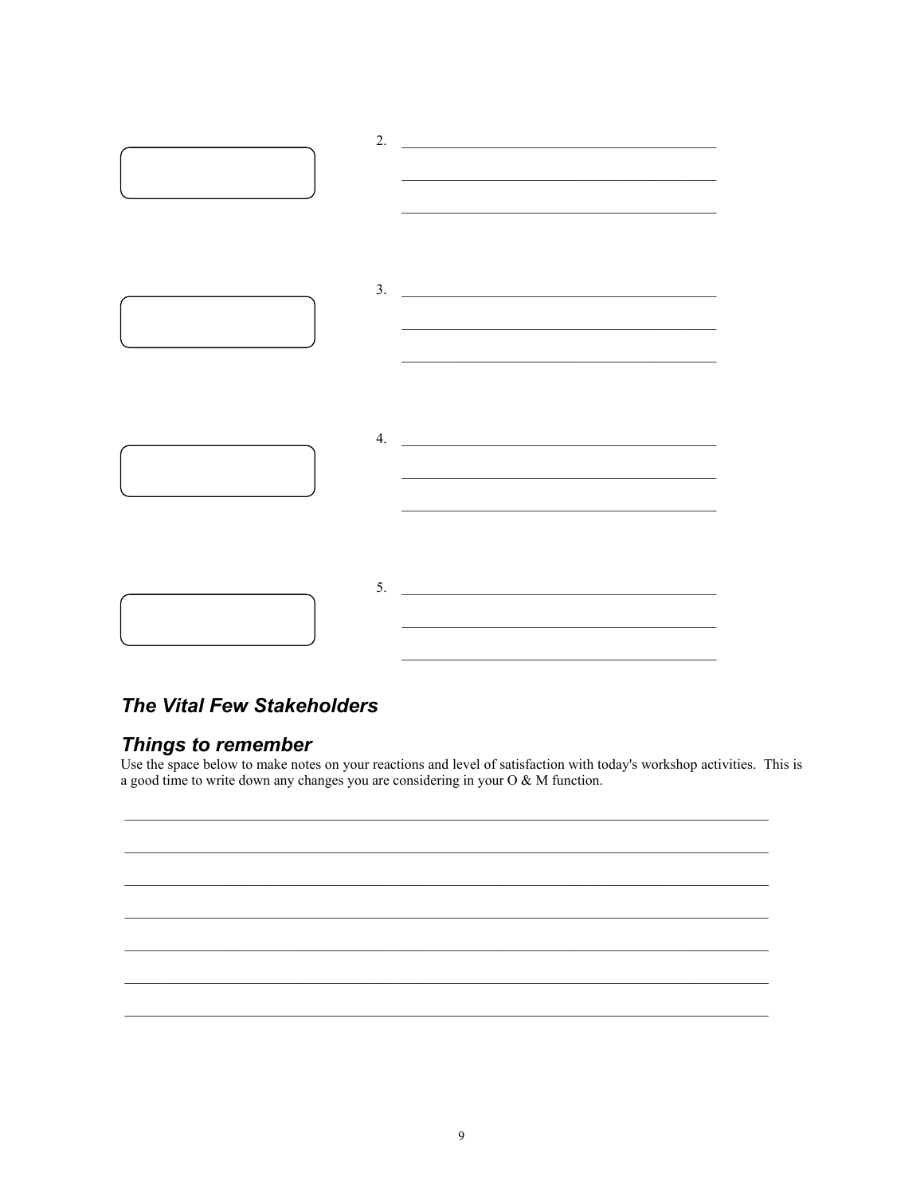2. ________________________________________

________________________________________

________________________________________

3. ________________________________________

________________________________________

________________________________________

4. ________________________________________

________________________________________

________________________________________

5. ________________________________________

________________________________________

________________________________________

### *The Vital Few Stakeholders*

### *Things to remember*

Use the space below to make notes on your reactions and level of satisfaction with today's workshop activities. This is a good time to write down any changes you are considering in your O & M function.

______________________________________________________________________________

______________________________________________________________________________

______________________________________________________________________________

______________________________________________________________________________

______________________________________________________________________________

______________________________________________________________________________

______________________________________________________________________________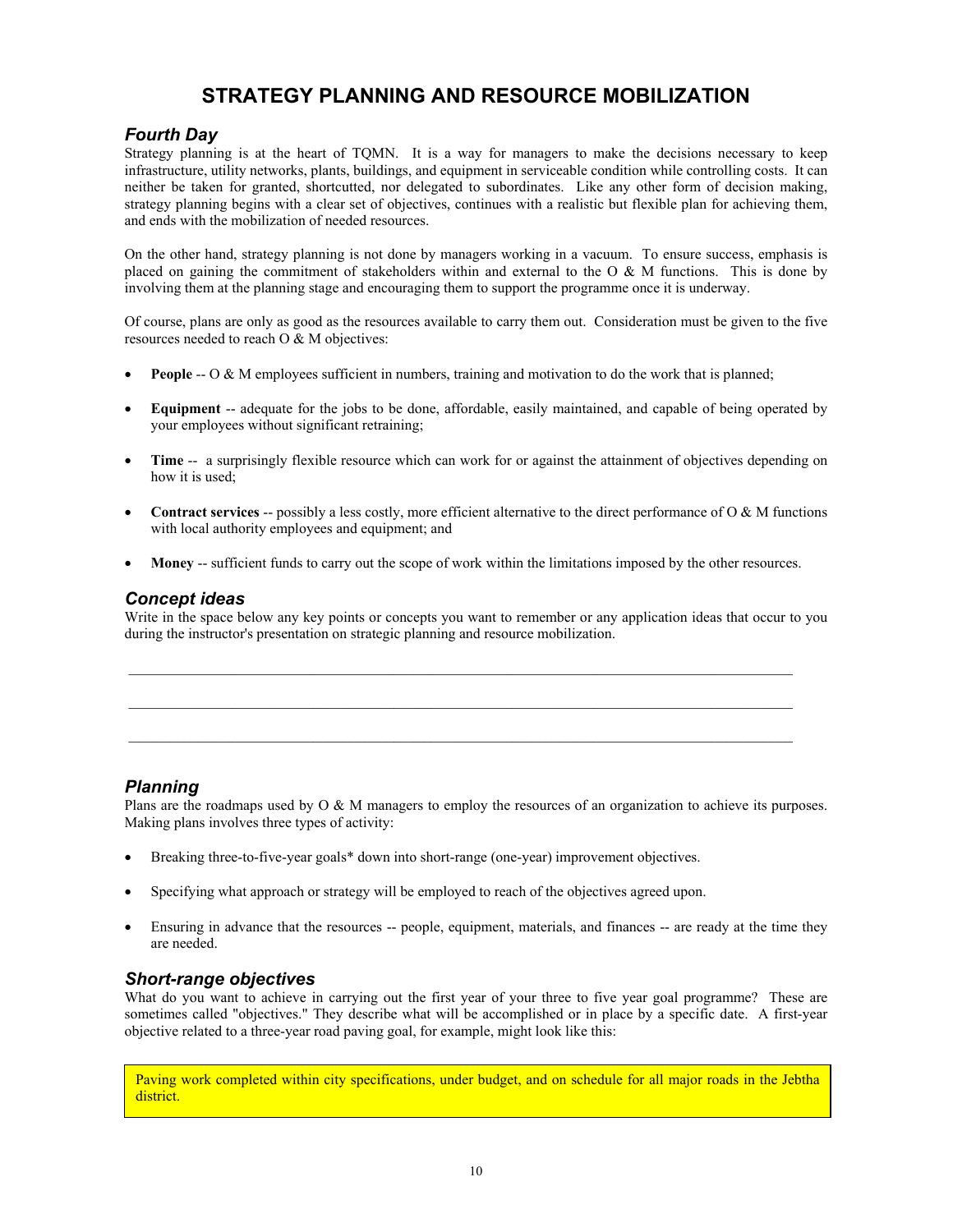# STRATEGY PLANNING AND RESOURCE MOBILIZATION

## *Fourth Day*

Strategy planning is at the heart of TQMN. It is a way for managers to make the decisions necessary to keep infrastructure, utility networks, plants, buildings, and equipment in serviceable condition while controlling costs. It can neither be taken for granted, shortcutted, nor delegated to subordinates. Like any other form of decision making, strategy planning begins with a clear set of objectives, continues with a realistic but flexible plan for achieving them, and ends with the mobilization of needed resources.

On the other hand, strategy planning is not done by managers working in a vacuum. To ensure success, emphasis is placed on gaining the commitment of stakeholders within and external to the O & M functions. This is done by involving them at the planning stage and encouraging them to support the programme once it is underway.

Of course, plans are only as good as the resources available to carry them out. Consideration must be given to the five resources needed to reach O & M objectives:

- **People** -- O & M employees sufficient in numbers, training and motivation to do the work that is planned;
- **Equipment** -- adequate for the jobs to be done, affordable, easily maintained, and capable of being operated by your employees without significant retraining;
- **Time** -- a surprisingly flexible resource which can work for or against the attainment of objectives depending on how it is used;
- **Contract services** -- possibly a less costly, more efficient alternative to the direct performance of O & M functions with local authority employees and equipment; and
- **Money** -- sufficient funds to carry out the scope of work within the limitations imposed by the other resources.

## *Concept ideas*

Write in the space below any key points or concepts you want to remember or any application ideas that occur to you during the instructor's presentation on strategic planning and resource mobilization.

______________________________________________________________________________

______________________________________________________________________________

______________________________________________________________________________

## *Planning*

Plans are the roadmaps used by O & M managers to employ the resources of an organization to achieve its purposes. Making plans involves three types of activity:

- Breaking three-to-five-year goals* down into short-range (one-year) improvement objectives.
- Specifying what approach or strategy will be employed to reach of the objectives agreed upon.
- Ensuring in advance that the resources -- people, equipment, materials, and finances -- are ready at the time they are needed.

## *Short-range objectives*

What do you want to achieve in carrying out the first year of your three to five year goal programme? These are sometimes called "objectives." They describe what will be accomplished or in place by a specific date. A first-year objective related to a three-year road paving goal, for example, might look like this:

> Paving work completed within city specifications, under budget, and on schedule for all major roads in the Jebtha district.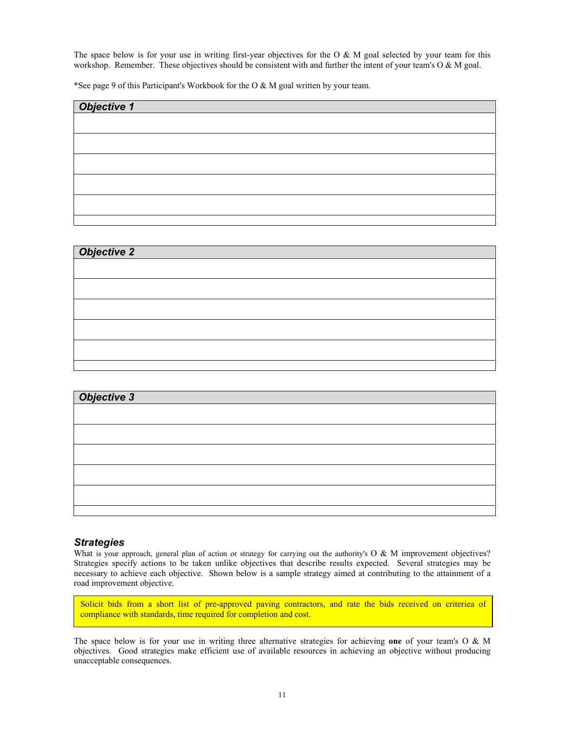The space below is for your use in writing first-year objectives for the O & M goal selected by your team for this workshop. Remember. These objectives should be consistent with and further the intent of your team's O & M goal.

*See page 9 of this Participant's Workbook for the O & M goal written by your team.

| ***Objective 1*** |
| --- |
| |
| |
| |
| |
| |
| |

| ***Objective 2*** |
| --- |
| |
| |
| |
| |
| |
| |

| ***Objective 3*** |
| --- |
| |
| |
| |
| |
| |
| |

### *Strategies*

What is your approach, general plan of action or strategy for carrying out the authority's O & M improvement objectives? Strategies specify actions to be taken unlike objectives that describe results expected. Several strategies may be necessary to achieve each objective. Shown below is a sample strategy aimed at contributing to the attainment of a road improvement objective.

> Solicit bids from a short list of pre-approved paving contractors, and rate the bids received on criteriea of compliance with standards, time required for completion and cost.

The space below is for your use in writing three alternative strategies for achieving **one** of your team's O & M objectives. Good strategies make efficient use of available resources in achieving an objective without producing unacceptable consequences.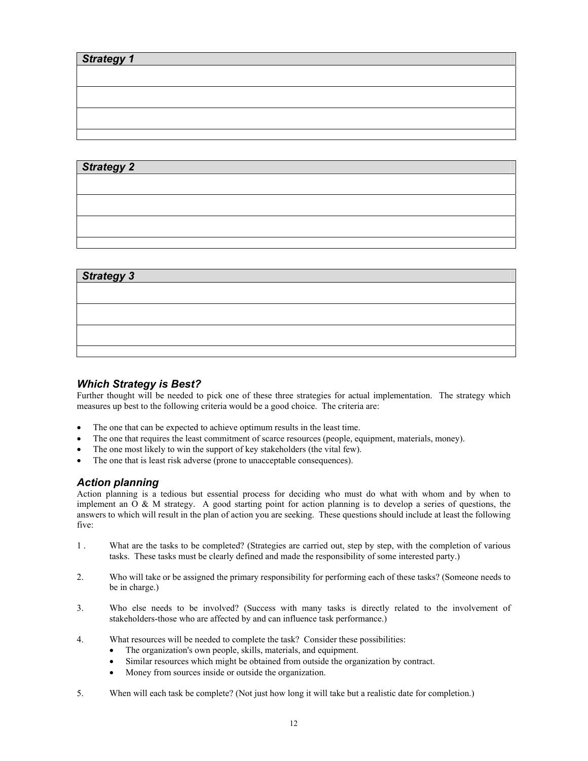| *Strategy 1* |
| --- |
| |
| |
| |
| |

| *Strategy 2* |
| --- |
| |
| |
| |
| |

| *Strategy 3* |
| --- |
| |
| |
| |
| |

### *Which Strategy is Best?*

Further thought will be needed to pick one of these three strategies for actual implementation. The strategy which measures up best to the following criteria would be a good choice. The criteria are:

- The one that can be expected to achieve optimum results in the least time.
- The one that requires the least commitment of scarce resources (people, equipment, materials, money).
- The one most likely to win the support of key stakeholders (the vital few).
- The one that is least risk adverse (prone to unacceptable consequences).

### *Action planning*

Action planning is a tedious but essential process for deciding who must do what with whom and by when to implement an O & M strategy. A good starting point for action planning is to develop a series of questions, the answers to which will result in the plan of action you are seeking. These questions should include at least the following five:

1. What are the tasks to be completed? (Strategies are carried out, step by step, with the completion of various tasks. These tasks must be clearly defined and made the responsibility of some interested party.)

2. Who will take or be assigned the primary responsibility for performing each of these tasks? (Someone needs to be in charge.)

3. Who else needs to be involved? (Success with many tasks is directly related to the involvement of stakeholders-those who are affected by and can influence task performance.)

4. What resources will be needed to complete the task? Consider these possibilities:
   - The organization's own people, skills, materials, and equipment.
   - Similar resources which might be obtained from outside the organization by contract.
   - Money from sources inside or outside the organization.

5. When will each task be complete? (Not just how long it will take but a realistic date for completion.)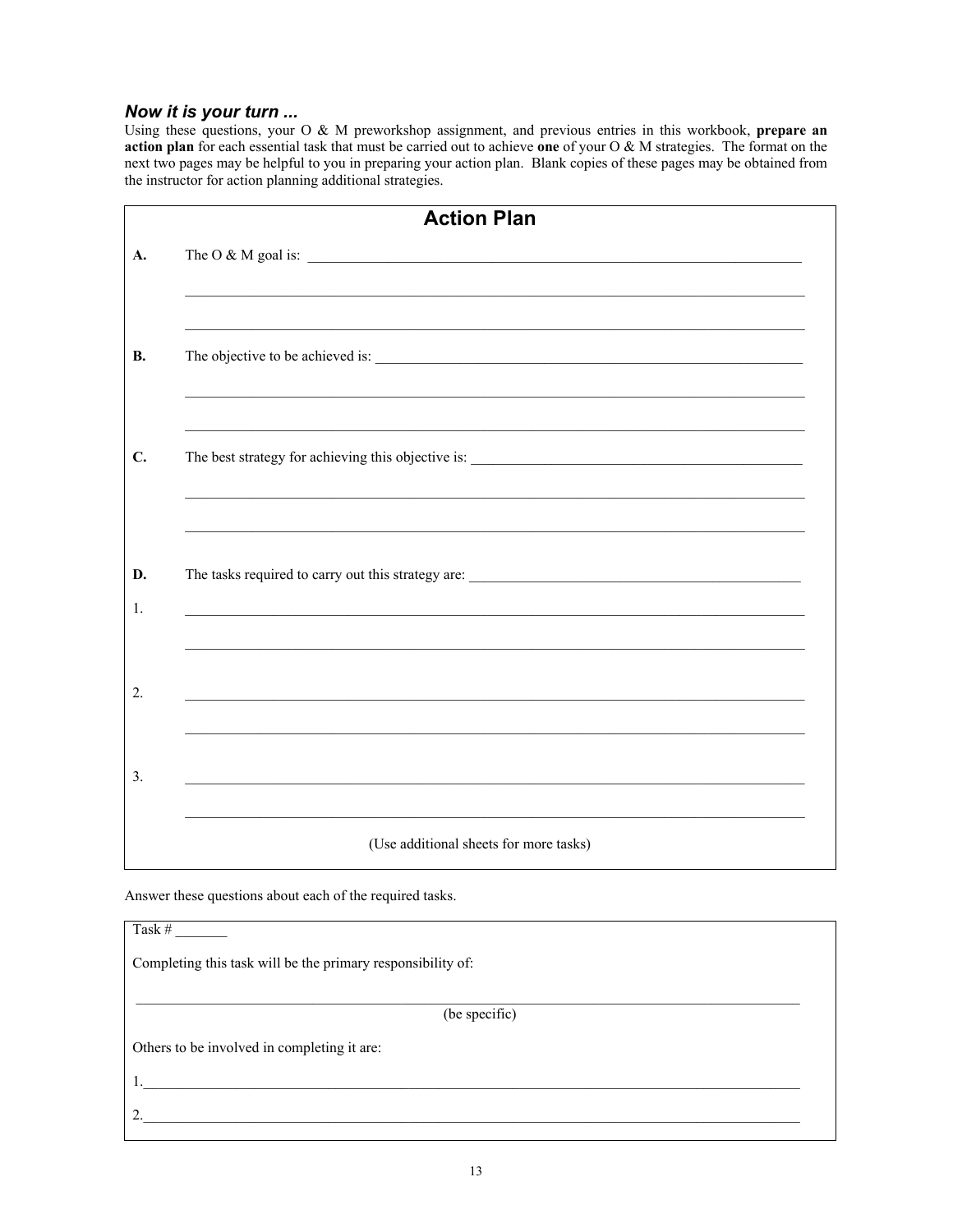***Now it is your turn ...***

Using these questions, your O & M preworkshop assignment, and previous entries in this workbook, **prepare an action plan** for each essential task that must be carried out to achieve **one** of your O & M strategies. The format on the next two pages may be helpful to you in preparing your action plan. Blank copies of these pages may be obtained from the instructor for action planning additional strategies.

## Action Plan

**A.** The O & M goal is: ______________________________________________

______________________________________________

______________________________________________

**B.** The objective to be achieved is: ______________________________________________

______________________________________________

______________________________________________

**C.** The best strategy for achieving this objective is: ______________________________________________

______________________________________________

______________________________________________

**D.** The tasks required to carry out this strategy are: ______________________________________________

1. ______________________________________________

______________________________________________

2. ______________________________________________

______________________________________________

3. ______________________________________________

______________________________________________

(Use additional sheets for more tasks)

Answer these questions about each of the required tasks.

Task # _______

Completing this task will be the primary responsibility of:

______________________________________________
(be specific)

Others to be involved in completing it are:

1. ______________________________________________

2. ______________________________________________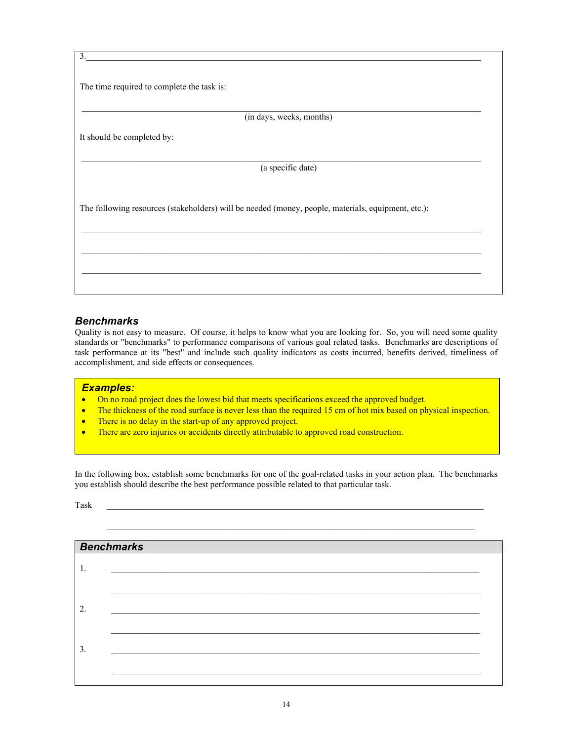3.\_\_\_\_\_\_\_\_\_\_\_\_\_\_\_\_\_\_\_\_\_\_\_\_\_\_\_\_\_\_\_\_\_\_\_\_\_\_\_\_\_\_\_\_\_\_\_\_\_\_\_\_\_\_\_\_\_\_\_\_\_\_\_\_\_\_\_\_\_\_\_\_\_\_\_\_

The time required to complete the task is:

\_\_\_\_\_\_\_\_\_\_\_\_\_\_\_\_\_\_\_\_\_\_\_\_\_\_\_\_\_\_\_\_\_\_\_\_\_\_\_\_\_\_\_\_\_\_\_\_\_\_\_\_\_\_\_\_\_\_\_\_\_\_\_\_\_\_\_\_\_\_\_\_\_\_\_\_

(in days, weeks, months)

It should be completed by:

\_\_\_\_\_\_\_\_\_\_\_\_\_\_\_\_\_\_\_\_\_\_\_\_\_\_\_\_\_\_\_\_\_\_\_\_\_\_\_\_\_\_\_\_\_\_\_\_\_\_\_\_\_\_\_\_\_\_\_\_\_\_\_\_\_\_\_\_\_\_\_\_\_\_\_\_

(a specific date)

The following resources (stakeholders) will be needed (money, people, materials, equipment, etc.):

\_\_\_\_\_\_\_\_\_\_\_\_\_\_\_\_\_\_\_\_\_\_\_\_\_\_\_\_\_\_\_\_\_\_\_\_\_\_\_\_\_\_\_\_\_\_\_\_\_\_\_\_\_\_\_\_\_\_\_\_\_\_\_\_\_\_\_\_\_\_\_\_\_\_\_\_

\_\_\_\_\_\_\_\_\_\_\_\_\_\_\_\_\_\_\_\_\_\_\_\_\_\_\_\_\_\_\_\_\_\_\_\_\_\_\_\_\_\_\_\_\_\_\_\_\_\_\_\_\_\_\_\_\_\_\_\_\_\_\_\_\_\_\_\_\_\_\_\_\_\_\_\_

\_\_\_\_\_\_\_\_\_\_\_\_\_\_\_\_\_\_\_\_\_\_\_\_\_\_\_\_\_\_\_\_\_\_\_\_\_\_\_\_\_\_\_\_\_\_\_\_\_\_\_\_\_\_\_\_\_\_\_\_\_\_\_\_\_\_\_\_\_\_\_\_\_\_\_\_

### *Benchmarks*

Quality is not easy to measure. Of course, it helps to know what you are looking for. So, you will need some quality standards or "benchmarks" to performance comparisons of various goal related tasks. Benchmarks are descriptions of task performance at its "best" and include such quality indicators as costs incurred, benefits derived, timeliness of accomplishment, and side effects or consequences.

> ***Examples:***
> - On no road project does the lowest bid that meets specifications exceed the approved budget.
> - The thickness of the road surface is never less than the required 15 cm of hot mix based on physical inspection.
> - There is no delay in the start-up of any approved project.
> - There are zero injuries or accidents directly attributable to approved road construction.

In the following box, establish some benchmarks for one of the goal-related tasks in your action plan. The benchmarks you establish should describe the best performance possible related to that particular task.

Task \_\_\_\_\_\_\_\_\_\_\_\_\_\_\_\_\_\_\_\_\_\_\_\_\_\_\_\_\_\_\_\_\_\_\_\_\_\_\_\_\_\_\_\_\_\_\_\_\_\_\_\_\_\_\_\_\_\_\_\_\_\_\_\_\_\_\_\_\_\_\_\_

\_\_\_\_\_\_\_\_\_\_\_\_\_\_\_\_\_\_\_\_\_\_\_\_\_\_\_\_\_\_\_\_\_\_\_\_\_\_\_\_\_\_\_\_\_\_\_\_\_\_\_\_\_\_\_\_\_\_\_\_\_\_\_\_\_\_\_\_\_\_\_\_

| ***Benchmarks*** |
|---|
| 1. \_\_\_\_\_\_\_\_\_\_\_\_\_\_\_\_\_\_\_\_\_\_\_\_\_\_\_\_\_\_\_\_\_\_\_\_\_\_\_\_\_\_\_\_\_\_\_\_\_\_\_\_\_\_\_\_\_\_\_\_\_\_\_\_\_\_\_\_\_\_ |
| \_\_\_\_\_\_\_\_\_\_\_\_\_\_\_\_\_\_\_\_\_\_\_\_\_\_\_\_\_\_\_\_\_\_\_\_\_\_\_\_\_\_\_\_\_\_\_\_\_\_\_\_\_\_\_\_\_\_\_\_\_\_\_\_\_\_\_\_\_\_ |
| 2. \_\_\_\_\_\_\_\_\_\_\_\_\_\_\_\_\_\_\_\_\_\_\_\_\_\_\_\_\_\_\_\_\_\_\_\_\_\_\_\_\_\_\_\_\_\_\_\_\_\_\_\_\_\_\_\_\_\_\_\_\_\_\_\_\_\_\_\_\_\_ |
| \_\_\_\_\_\_\_\_\_\_\_\_\_\_\_\_\_\_\_\_\_\_\_\_\_\_\_\_\_\_\_\_\_\_\_\_\_\_\_\_\_\_\_\_\_\_\_\_\_\_\_\_\_\_\_\_\_\_\_\_\_\_\_\_\_\_\_\_\_\_ |
| 3. \_\_\_\_\_\_\_\_\_\_\_\_\_\_\_\_\_\_\_\_\_\_\_\_\_\_\_\_\_\_\_\_\_\_\_\_\_\_\_\_\_\_\_\_\_\_\_\_\_\_\_\_\_\_\_\_\_\_\_\_\_\_\_\_\_\_\_\_\_\_ |
| \_\_\_\_\_\_\_\_\_\_\_\_\_\_\_\_\_\_\_\_\_\_\_\_\_\_\_\_\_\_\_\_\_\_\_\_\_\_\_\_\_\_\_\_\_\_\_\_\_\_\_\_\_\_\_\_\_\_\_\_\_\_\_\_\_\_\_\_\_\_ |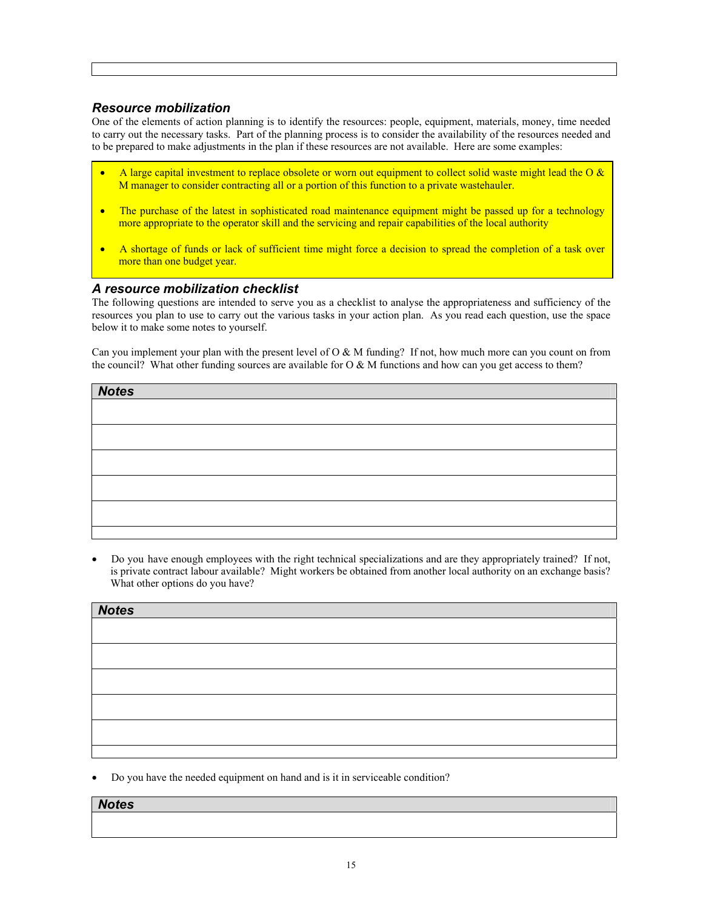### *Resource mobilization*

One of the elements of action planning is to identify the resources: people, equipment, materials, money, time needed to carry out the necessary tasks. Part of the planning process is to consider the availability of the resources needed and to be prepared to make adjustments in the plan if these resources are not available. Here are some examples:

- A large capital investment to replace obsolete or worn out equipment to collect solid waste might lead the O & M manager to consider contracting all or a portion of this function to a private wastehauler.
- The purchase of the latest in sophisticated road maintenance equipment might be passed up for a technology more appropriate to the operator skill and the servicing and repair capabilities of the local authority
- A shortage of funds or lack of sufficient time might force a decision to spread the completion of a task over more than one budget year.

### *A resource mobilization checklist*

The following questions are intended to serve you as a checklist to analyse the appropriateness and sufficiency of the resources you plan to use to carry out the various tasks in your action plan. As you read each question, use the space below it to make some notes to yourself.

Can you implement your plan with the present level of O & M funding? If not, how much more can you count on from the council? What other funding sources are available for O & M functions and how can you get access to them?

| ***Notes*** |
|---|
| |
| |
| |
| |
| |
| |

- Do you have enough employees with the right technical specializations and are they appropriately trained? If not, is private contract labour available? Might workers be obtained from another local authority on an exchange basis? What other options do you have?

| ***Notes*** |
|---|
| |
| |
| |
| |
| |
| |

- Do you have the needed equipment on hand and is it in serviceable condition?

| ***Notes*** |
|---|
| |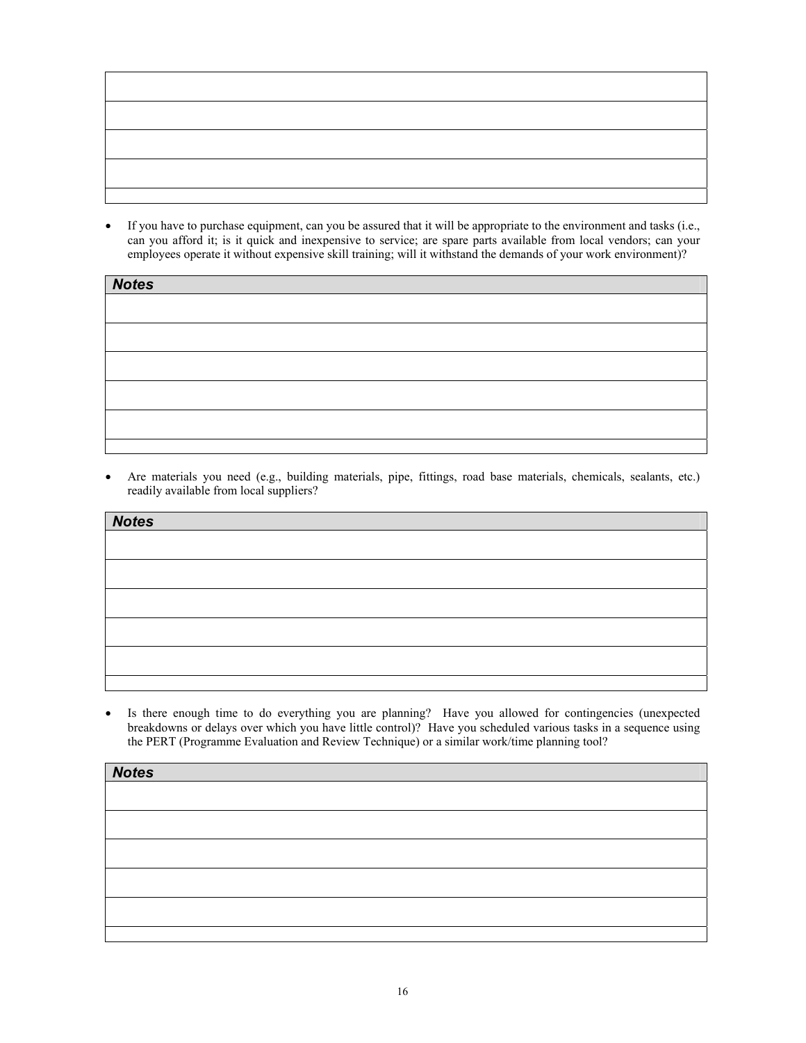| |
|---|
| |
| |
| |
| |
| |

- If you have to purchase equipment, can you be assured that it will be appropriate to the environment and tasks (i.e., can you afford it; is it quick and inexpensive to service; are spare parts available from local vendors; can your employees operate it without expensive skill training; will it withstand the demands of your work environment)?

| ***Notes*** |
|---|
| |
| |
| |
| |
| |
| |

- Are materials you need (e.g., building materials, pipe, fittings, road base materials, chemicals, sealants, etc.) readily available from local suppliers?

| ***Notes*** |
|---|
| |
| |
| |
| |
| |
| |

- Is there enough time to do everything you are planning? Have you allowed for contingencies (unexpected breakdowns or delays over which you have little control)? Have you scheduled various tasks in a sequence using the PERT (Programme Evaluation and Review Technique) or a similar work/time planning tool?

| ***Notes*** |
|---|
| |
| |
| |
| |
| |
| |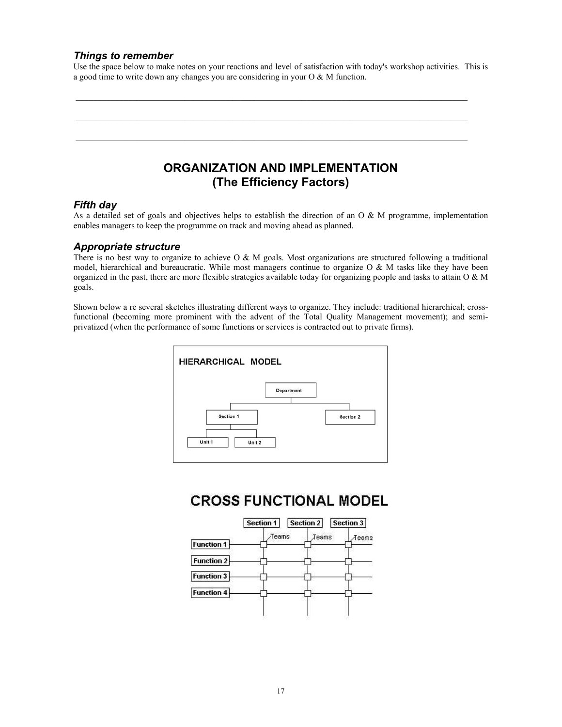### *Things to remember*

Use the space below to make notes on your reactions and level of satisfaction with today's workshop activities. This is a good time to write down any changes you are considering in your O & M function.

\_\_\_\_\_\_\_\_\_\_\_\_\_\_\_\_\_\_\_\_\_\_\_\_\_\_\_\_\_\_\_\_\_\_\_\_\_\_\_\_\_\_\_\_\_\_\_\_\_\_\_\_\_\_\_\_\_\_\_\_\_\_\_\_\_\_\_\_\_\_\_\_\_\_\_\_

\_\_\_\_\_\_\_\_\_\_\_\_\_\_\_\_\_\_\_\_\_\_\_\_\_\_\_\_\_\_\_\_\_\_\_\_\_\_\_\_\_\_\_\_\_\_\_\_\_\_\_\_\_\_\_\_\_\_\_\_\_\_\_\_\_\_\_\_\_\_\_\_\_\_\_\_

\_\_\_\_\_\_\_\_\_\_\_\_\_\_\_\_\_\_\_\_\_\_\_\_\_\_\_\_\_\_\_\_\_\_\_\_\_\_\_\_\_\_\_\_\_\_\_\_\_\_\_\_\_\_\_\_\_\_\_\_\_\_\_\_\_\_\_\_\_\_\_\_\_\_\_\_

## ORGANIZATION AND IMPLEMENTATION (The Efficiency Factors)

### *Fifth day*

As a detailed set of goals and objectives helps to establish the direction of an O & M programme, implementation enables managers to keep the programme on track and moving ahead as planned.

### *Appropriate structure*

There is no best way to organize to achieve O & M goals. Most organizations are structured following a traditional model, hierarchical and bureaucratic. While most managers continue to organize O & M tasks like they have been organized in the past, there are more flexible strategies available today for organizing people and tasks to attain O & M goals.

Shown below a re several sketches illustrating different ways to organize. They include: traditional hierarchical; cross-functional (becoming more prominent with the advent of the Total Quality Management movement); and semi-privatized (when the performance of some functions or services is contracted out to private firms).

**HIERARCHICAL MODEL**

- Department
  - Section 1
    - Unit 1
    - Unit 2
  - Section 2

**CROSS FUNCTIONAL MODEL**

| | Section 1 | Section 2 | Section 3 |
|---|---|---|---|
| Function 1 | Teams | Teams | Teams |
| Function 2 | | | |
| Function 3 | | | |
| Function 4 | | | |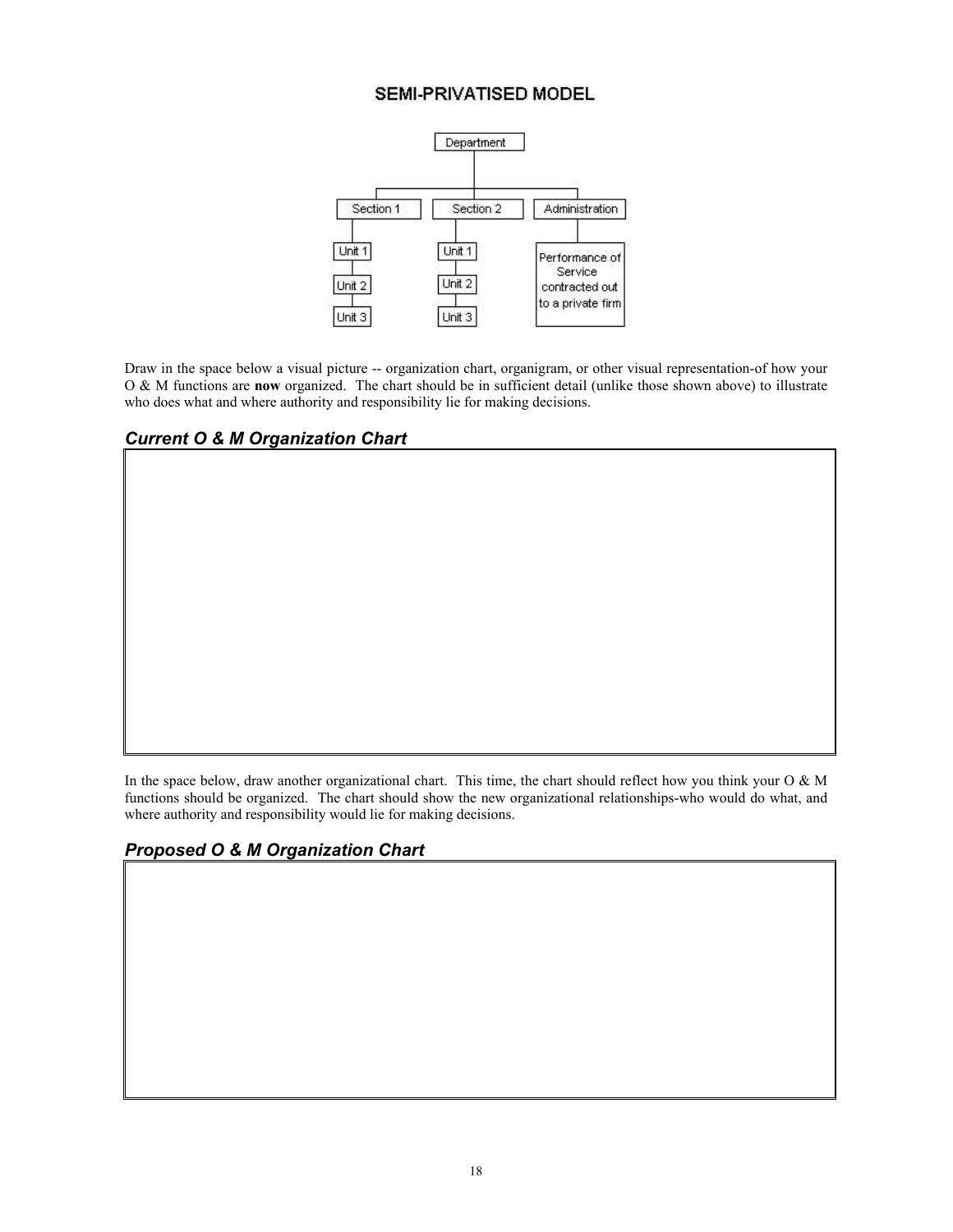## SEMI-PRIVATISED MODEL

Department

- Section 1
  - Unit 1
  - Unit 2
  - Unit 3
- Section 2
  - Unit 1
  - Unit 2
  - Unit 3
- Administration
  - Performance of Service contracted out to a private firm

Draw in the space below a visual picture -- organization chart, organigram, or other visual representation-of how your O & M functions are **now** organized. The chart should be in sufficient detail (unlike those shown above) to illustrate who does what and where authority and responsibility lie for making decisions.

### *Current O & M Organization Chart*

In the space below, draw another organizational chart. This time, the chart should reflect how you think your O & M functions should be organized. The chart should show the new organizational relationships-who would do what, and where authority and responsibility would lie for making decisions.

### *Proposed O & M Organization Chart*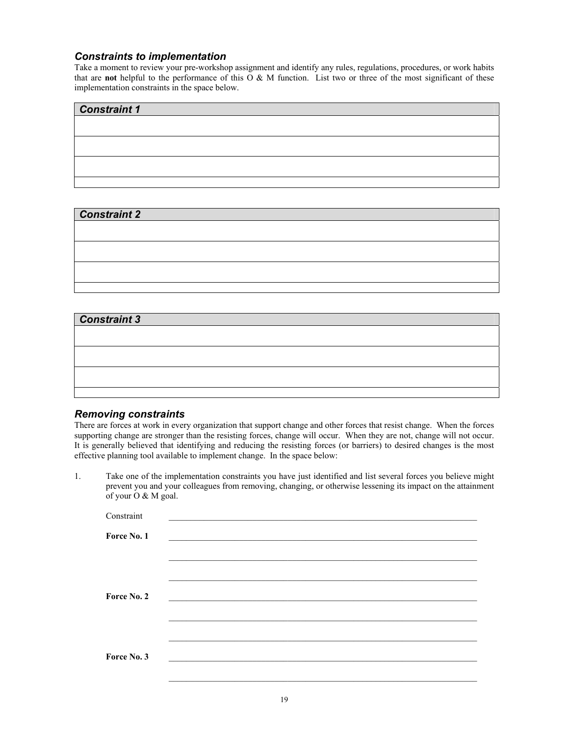### *Constraints to implementation*

Take a moment to review your pre-workshop assignment and identify any rules, regulations, procedures, or work habits that are **not** helpful to the performance of this O & M function. List two or three of the most significant of these implementation constraints in the space below.

| *Constraint 1* |
| --- |
| |
| |
| |
| |

| *Constraint 2* |
| --- |
| |
| |
| |
| |

| *Constraint 3* |
| --- |
| |
| |
| |
| |

### *Removing constraints*

There are forces at work in every organization that support change and other forces that resist change. When the forces supporting change are stronger than the resisting forces, change will occur. When they are not, change will not occur. It is generally believed that identifying and reducing the resisting forces (or barriers) to desired changes is the most effective planning tool available to implement change. In the space below:

1. Take one of the implementation constraints you have just identified and list several forces you believe might prevent you and your colleagues from removing, changing, or otherwise lessening its impact on the attainment of your O & M goal.

Constraint ______________________________________________________________

**Force No. 1** ______________________________________________________________

______________________________________________________________

______________________________________________________________

**Force No. 2** ______________________________________________________________

______________________________________________________________

______________________________________________________________

**Force No. 3** ______________________________________________________________

______________________________________________________________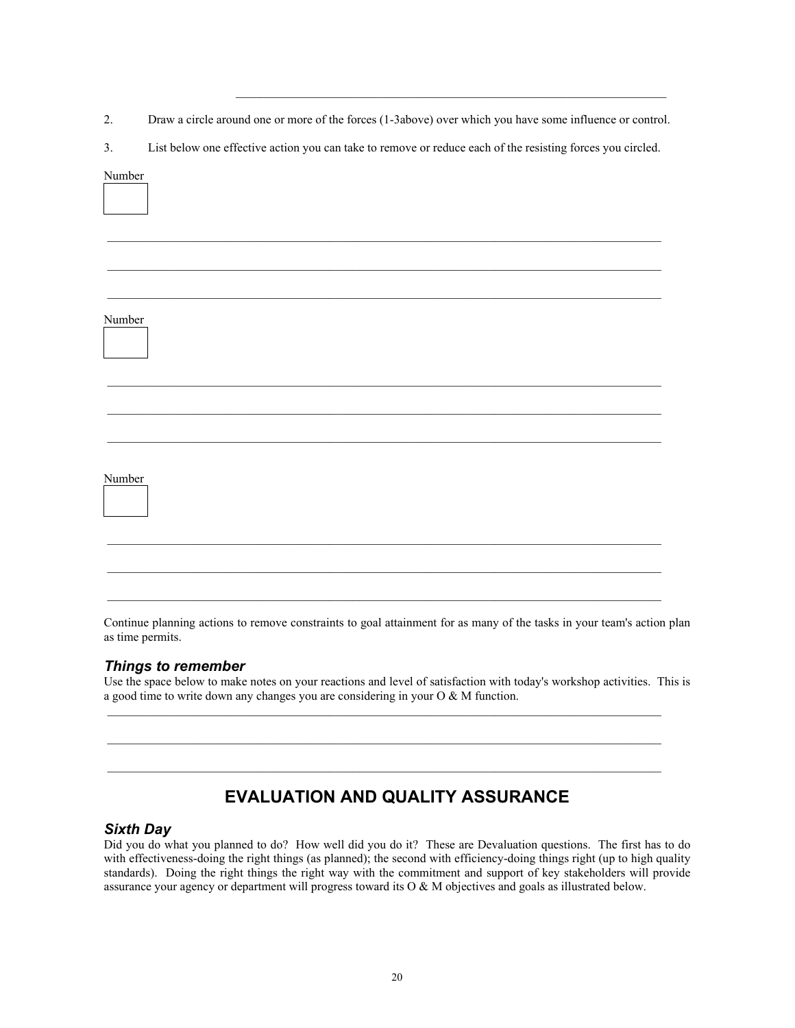\_\_\_\_\_\_\_\_\_\_\_\_\_\_\_\_\_\_\_\_\_\_\_\_\_\_\_\_\_\_\_\_\_\_\_\_\_\_\_\_\_\_\_\_\_\_\_\_\_\_\_\_\_\_\_\_\_\_\_\_

2. Draw a circle around one or more of the forces (1-3above) over which you have some influence or control.

3. List below one effective action you can take to remove or reduce each of the resisting forces you circled.

Number [ ]

\_\_\_\_\_\_\_\_\_\_\_\_\_\_\_\_\_\_\_\_\_\_\_\_\_\_\_\_\_\_\_\_\_\_\_\_\_\_\_\_\_\_\_\_\_\_\_\_\_\_\_\_\_\_\_\_\_\_\_\_

\_\_\_\_\_\_\_\_\_\_\_\_\_\_\_\_\_\_\_\_\_\_\_\_\_\_\_\_\_\_\_\_\_\_\_\_\_\_\_\_\_\_\_\_\_\_\_\_\_\_\_\_\_\_\_\_\_\_\_\_

\_\_\_\_\_\_\_\_\_\_\_\_\_\_\_\_\_\_\_\_\_\_\_\_\_\_\_\_\_\_\_\_\_\_\_\_\_\_\_\_\_\_\_\_\_\_\_\_\_\_\_\_\_\_\_\_\_\_\_\_

Number [ ]

\_\_\_\_\_\_\_\_\_\_\_\_\_\_\_\_\_\_\_\_\_\_\_\_\_\_\_\_\_\_\_\_\_\_\_\_\_\_\_\_\_\_\_\_\_\_\_\_\_\_\_\_\_\_\_\_\_\_\_\_

\_\_\_\_\_\_\_\_\_\_\_\_\_\_\_\_\_\_\_\_\_\_\_\_\_\_\_\_\_\_\_\_\_\_\_\_\_\_\_\_\_\_\_\_\_\_\_\_\_\_\_\_\_\_\_\_\_\_\_\_

\_\_\_\_\_\_\_\_\_\_\_\_\_\_\_\_\_\_\_\_\_\_\_\_\_\_\_\_\_\_\_\_\_\_\_\_\_\_\_\_\_\_\_\_\_\_\_\_\_\_\_\_\_\_\_\_\_\_\_\_

Number [ ]

\_\_\_\_\_\_\_\_\_\_\_\_\_\_\_\_\_\_\_\_\_\_\_\_\_\_\_\_\_\_\_\_\_\_\_\_\_\_\_\_\_\_\_\_\_\_\_\_\_\_\_\_\_\_\_\_\_\_\_\_

\_\_\_\_\_\_\_\_\_\_\_\_\_\_\_\_\_\_\_\_\_\_\_\_\_\_\_\_\_\_\_\_\_\_\_\_\_\_\_\_\_\_\_\_\_\_\_\_\_\_\_\_\_\_\_\_\_\_\_\_

\_\_\_\_\_\_\_\_\_\_\_\_\_\_\_\_\_\_\_\_\_\_\_\_\_\_\_\_\_\_\_\_\_\_\_\_\_\_\_\_\_\_\_\_\_\_\_\_\_\_\_\_\_\_\_\_\_\_\_\_

Continue planning actions to remove constraints to goal attainment for as many of the tasks in your team's action plan as time permits.

### *Things to remember*

Use the space below to make notes on your reactions and level of satisfaction with today's workshop activities. This is a good time to write down any changes you are considering in your O & M function.

\_\_\_\_\_\_\_\_\_\_\_\_\_\_\_\_\_\_\_\_\_\_\_\_\_\_\_\_\_\_\_\_\_\_\_\_\_\_\_\_\_\_\_\_\_\_\_\_\_\_\_\_\_\_\_\_\_\_\_\_

\_\_\_\_\_\_\_\_\_\_\_\_\_\_\_\_\_\_\_\_\_\_\_\_\_\_\_\_\_\_\_\_\_\_\_\_\_\_\_\_\_\_\_\_\_\_\_\_\_\_\_\_\_\_\_\_\_\_\_\_

\_\_\_\_\_\_\_\_\_\_\_\_\_\_\_\_\_\_\_\_\_\_\_\_\_\_\_\_\_\_\_\_\_\_\_\_\_\_\_\_\_\_\_\_\_\_\_\_\_\_\_\_\_\_\_\_\_\_\_\_

## EVALUATION AND QUALITY ASSURANCE

### *Sixth Day*

Did you do what you planned to do? How well did you do it? These are Devaluation questions. The first has to do with effectiveness-doing the right things (as planned); the second with efficiency-doing things right (up to high quality standards). Doing the right things the right way with the commitment and support of key stakeholders will provide assurance your agency or department will progress toward its O & M objectives and goals as illustrated below.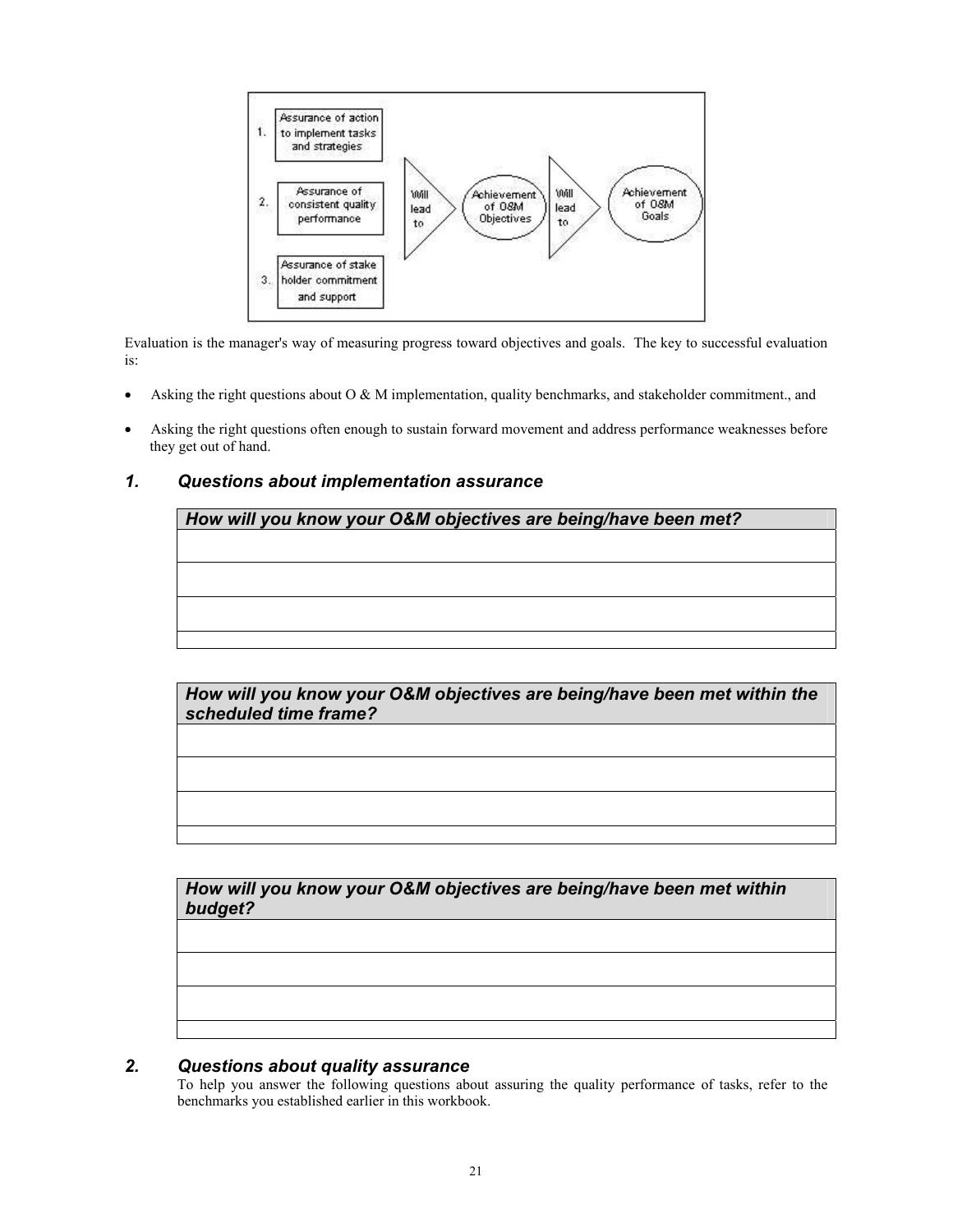1. Assurance of action to implement tasks and strategies
2. Assurance of consistent quality performance
3. Assurance of stake holder commitment and support

Will lead to → Achievement of O&M Objectives → Will lead to → Achievement of O&M Goals

Evaluation is the manager's way of measuring progress toward objectives and goals. The key to successful evaluation is:

- Asking the right questions about O & M implementation, quality benchmarks, and stakeholder commitment., and
- Asking the right questions often enough to sustain forward movement and address performance weaknesses before they get out of hand.

## 1. Questions about implementation assurance

| *How will you know your O&M objectives are being/have been met?* |
|---|
| |
| |
| |
| |

| *How will you know your O&M objectives are being/have been met within the scheduled time frame?* |
|---|
| |
| |
| |
| |

| *How will you know your O&M objectives are being/have been met within budget?* |
|---|
| |
| |
| |
| |

## 2. Questions about quality assurance

To help you answer the following questions about assuring the quality performance of tasks, refer to the benchmarks you established earlier in this workbook.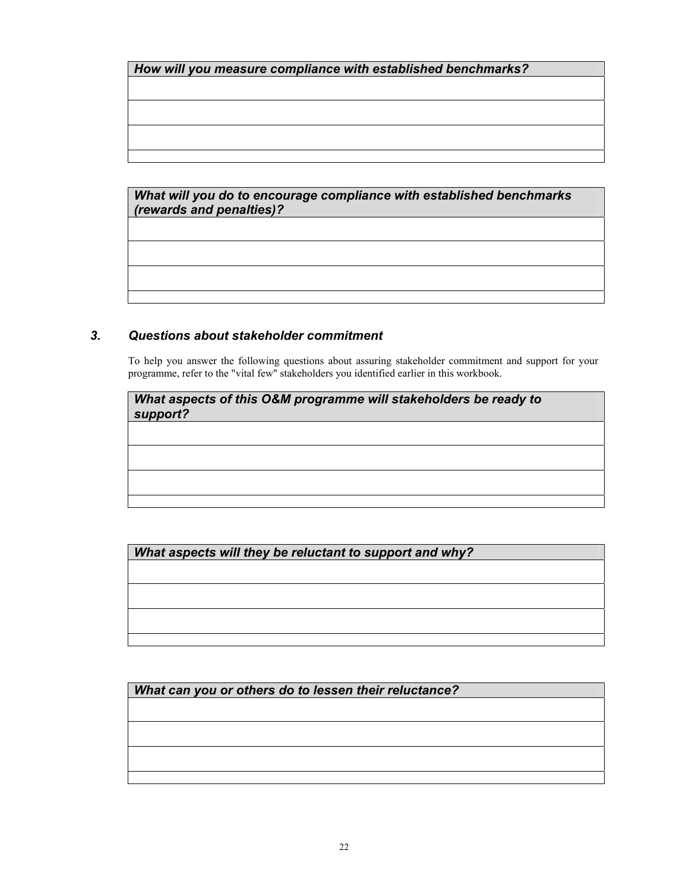| *How will you measure compliance with established benchmarks?* |
| --- |
| |
| |
| |
| |

| *What will you do to encourage compliance with established benchmarks (rewards and penalties)?* |
| --- |
| |
| |
| |
| |

### 3. *Questions about stakeholder commitment*

To help you answer the following questions about assuring stakeholder commitment and support for your programme, refer to the "vital few" stakeholders you identified earlier in this workbook.

| *What aspects of this O&M programme will stakeholders be ready to support?* |
| --- |
| |
| |
| |
| |

| *What aspects will they be reluctant to support and why?* |
| --- |
| |
| |
| |
| |

| *What can you or others do to lessen their reluctance?* |
| --- |
| |
| |
| |
| |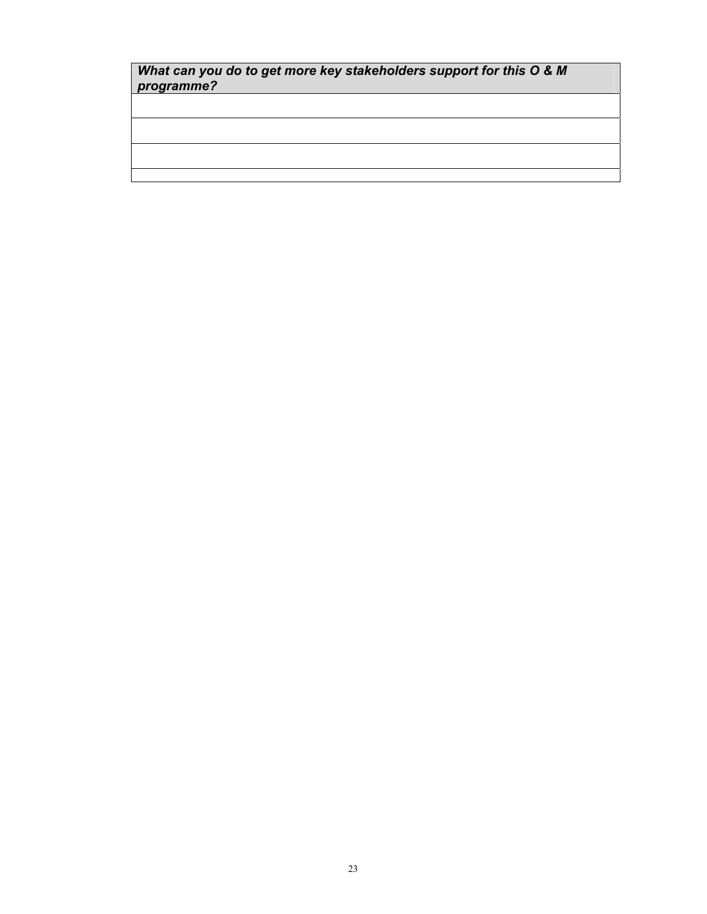| ***What can you do to get more key stakeholders support for this O & M programme?*** |
| --- |
| |
| |
| |
| |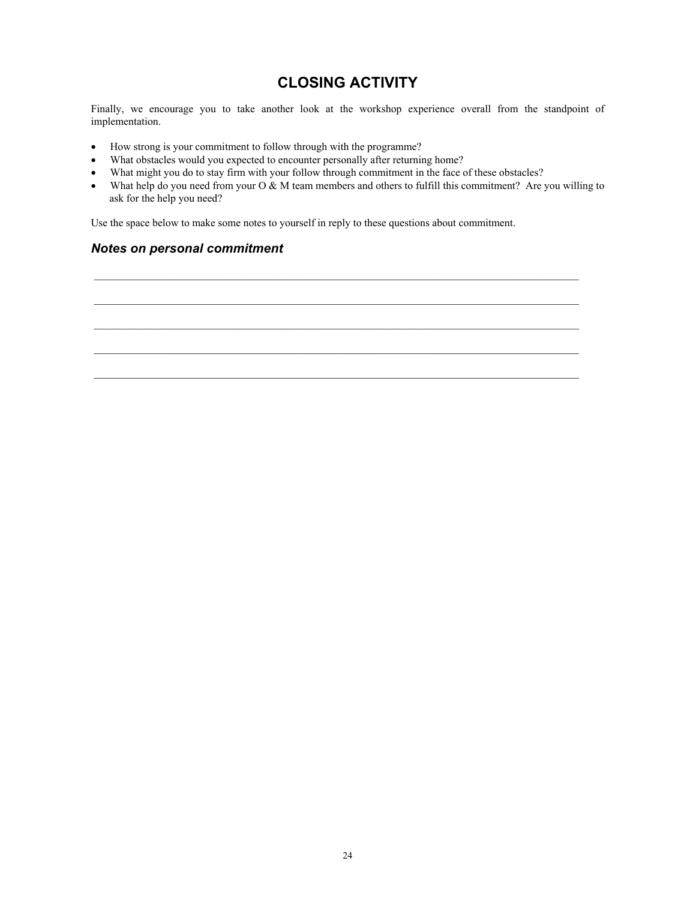# CLOSING ACTIVITY

Finally, we encourage you to take another look at the workshop experience overall from the standpoint of implementation.

- How strong is your commitment to follow through with the programme?
- What obstacles would you expected to encounter personally after returning home?
- What might you do to stay firm with your follow through commitment in the face of these obstacles?
- What help do you need from your O & M team members and others to fulfill this commitment? Are you willing to ask for the help you need?

Use the space below to make some notes to yourself in reply to these questions about commitment.

## *Notes on personal commitment*

\_\_\_\_\_\_\_\_\_\_\_\_\_\_\_\_\_\_\_\_\_\_\_\_\_\_\_\_\_\_\_\_\_\_\_\_\_\_\_\_\_\_\_\_\_\_\_\_\_\_\_\_\_\_\_\_\_\_\_\_\_\_\_\_\_\_\_\_\_\_\_\_\_\_\_\_\_\_

\_\_\_\_\_\_\_\_\_\_\_\_\_\_\_\_\_\_\_\_\_\_\_\_\_\_\_\_\_\_\_\_\_\_\_\_\_\_\_\_\_\_\_\_\_\_\_\_\_\_\_\_\_\_\_\_\_\_\_\_\_\_\_\_\_\_\_\_\_\_\_\_\_\_\_\_\_\_

\_\_\_\_\_\_\_\_\_\_\_\_\_\_\_\_\_\_\_\_\_\_\_\_\_\_\_\_\_\_\_\_\_\_\_\_\_\_\_\_\_\_\_\_\_\_\_\_\_\_\_\_\_\_\_\_\_\_\_\_\_\_\_\_\_\_\_\_\_\_\_\_\_\_\_\_\_\_

\_\_\_\_\_\_\_\_\_\_\_\_\_\_\_\_\_\_\_\_\_\_\_\_\_\_\_\_\_\_\_\_\_\_\_\_\_\_\_\_\_\_\_\_\_\_\_\_\_\_\_\_\_\_\_\_\_\_\_\_\_\_\_\_\_\_\_\_\_\_\_\_\_\_\_\_\_\_

\_\_\_\_\_\_\_\_\_\_\_\_\_\_\_\_\_\_\_\_\_\_\_\_\_\_\_\_\_\_\_\_\_\_\_\_\_\_\_\_\_\_\_\_\_\_\_\_\_\_\_\_\_\_\_\_\_\_\_\_\_\_\_\_\_\_\_\_\_\_\_\_\_\_\_\_\_\_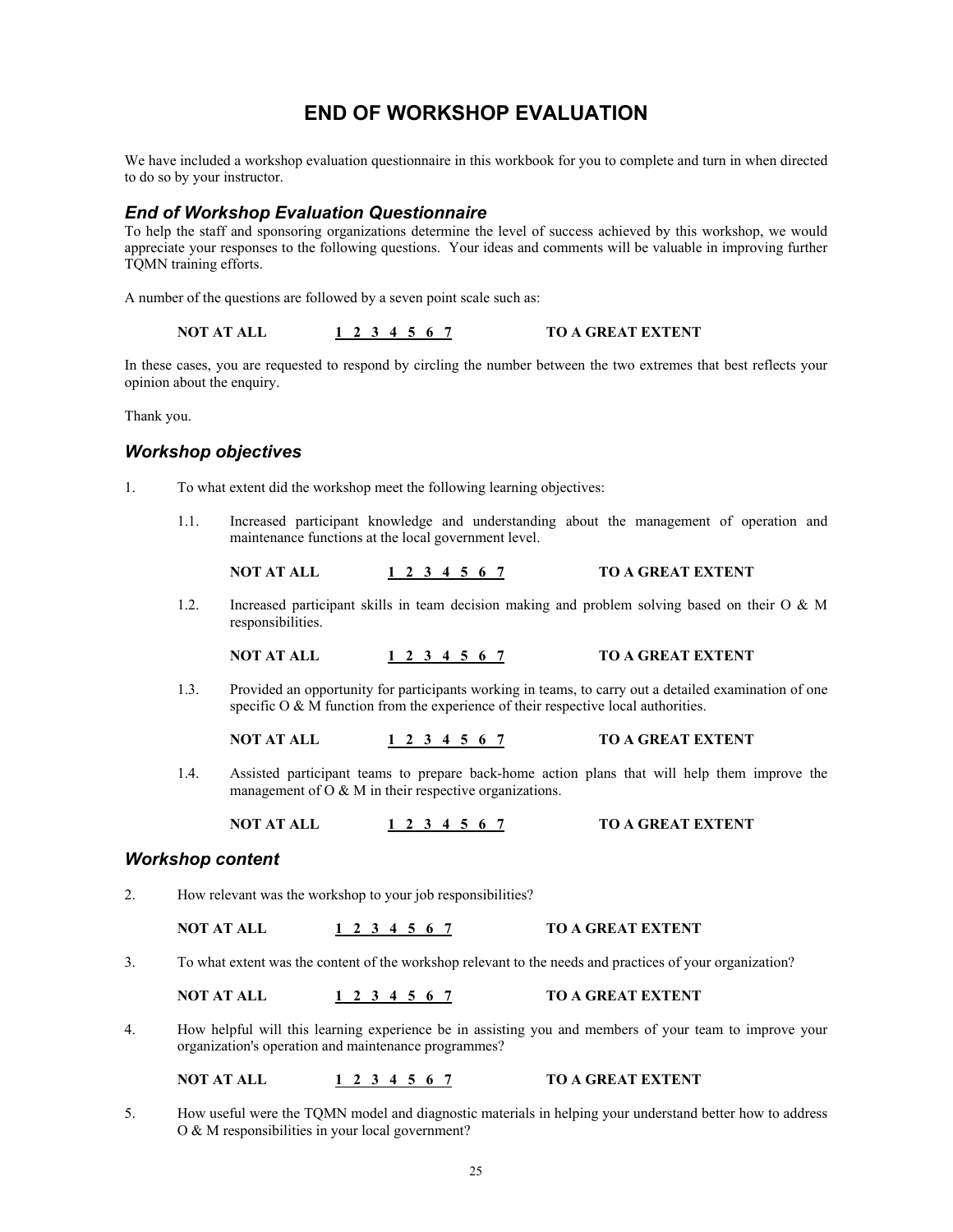# END OF WORKSHOP EVALUATION

We have included a workshop evaluation questionnaire in this workbook for you to complete and turn in when directed to do so by your instructor.

### *End of Workshop Evaluation Questionnaire*

To help the staff and sponsoring organizations determine the level of success achieved by this workshop, we would appreciate your responses to the following questions. Your ideas and comments will be valuable in improving further TQMN training efforts.

A number of the questions are followed by a seven point scale such as:

**NOT AT ALL** **1 2 3 4 5 6 7** **TO A GREAT EXTENT**

In these cases, you are requested to respond by circling the number between the two extremes that best reflects your opinion about the enquiry.

Thank you.

### *Workshop objectives*

1. To what extent did the workshop meet the following learning objectives:

   1.1. Increased participant knowledge and understanding about the management of operation and maintenance functions at the local government level.

   **NOT AT ALL** **1 2 3 4 5 6 7** **TO A GREAT EXTENT**

   1.2. Increased participant skills in team decision making and problem solving based on their O & M responsibilities.

   **NOT AT ALL** **1 2 3 4 5 6 7** **TO A GREAT EXTENT**

   1.3. Provided an opportunity for participants working in teams, to carry out a detailed examination of one specific O & M function from the experience of their respective local authorities.

   **NOT AT ALL** **1 2 3 4 5 6 7** **TO A GREAT EXTENT**

   1.4. Assisted participant teams to prepare back-home action plans that will help them improve the management of O & M in their respective organizations.

   **NOT AT ALL** **1 2 3 4 5 6 7** **TO A GREAT EXTENT**

### *Workshop content*

2. How relevant was the workshop to your job responsibilities?

   **NOT AT ALL** **1 2 3 4 5 6 7** **TO A GREAT EXTENT**

3. To what extent was the content of the workshop relevant to the needs and practices of your organization?

   **NOT AT ALL** **1 2 3 4 5 6 7** **TO A GREAT EXTENT**

4. How helpful will this learning experience be in assisting you and members of your team to improve your organization's operation and maintenance programmes?

   **NOT AT ALL** **1 2 3 4 5 6 7** **TO A GREAT EXTENT**

5. How useful were the TQMN model and diagnostic materials in helping your understand better how to address O & M responsibilities in your local government?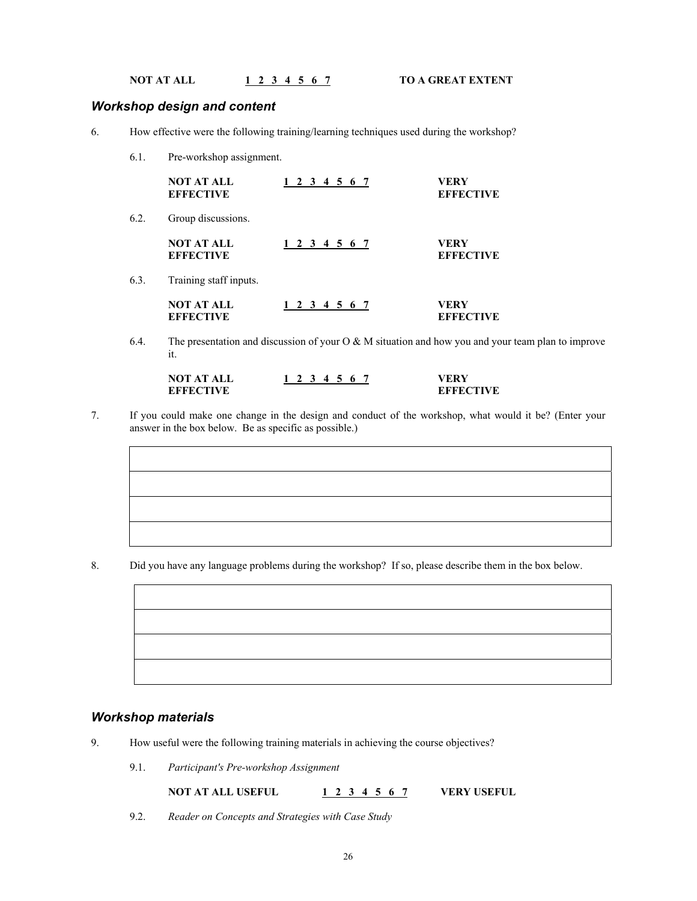**NOT AT ALL** **1 2 3 4 5 6 7** **TO A GREAT EXTENT**

## *Workshop design and content*

6. How effective were the following training/learning techniques used during the workshop?

   6.1. Pre-workshop assignment.

   **NOT AT ALL EFFECTIVE** **1 2 3 4 5 6 7** **VERY EFFECTIVE**

   6.2. Group discussions.

   **NOT AT ALL EFFECTIVE** **1 2 3 4 5 6 7** **VERY EFFECTIVE**

   6.3. Training staff inputs.

   **NOT AT ALL EFFECTIVE** **1 2 3 4 5 6 7** **VERY EFFECTIVE**

   6.4. The presentation and discussion of your O & M situation and how you and your team plan to improve it.

   **NOT AT ALL EFFECTIVE** **1 2 3 4 5 6 7** **VERY EFFECTIVE**

7. If you could make one change in the design and conduct of the workshop, what would it be? (Enter your answer in the box below. Be as specific as possible.)

| |
|---|
| |
| |
| |

8. Did you have any language problems during the workshop? If so, please describe them in the box below.

| |
|---|
| |
| |
| |

## *Workshop materials*

9. How useful were the following training materials in achieving the course objectives?

   9.1. *Participant's Pre-workshop Assignment*

   **NOT AT ALL USEFUL** **1 2 3 4 5 6 7** **VERY USEFUL**

   9.2. *Reader on Concepts and Strategies with Case Study*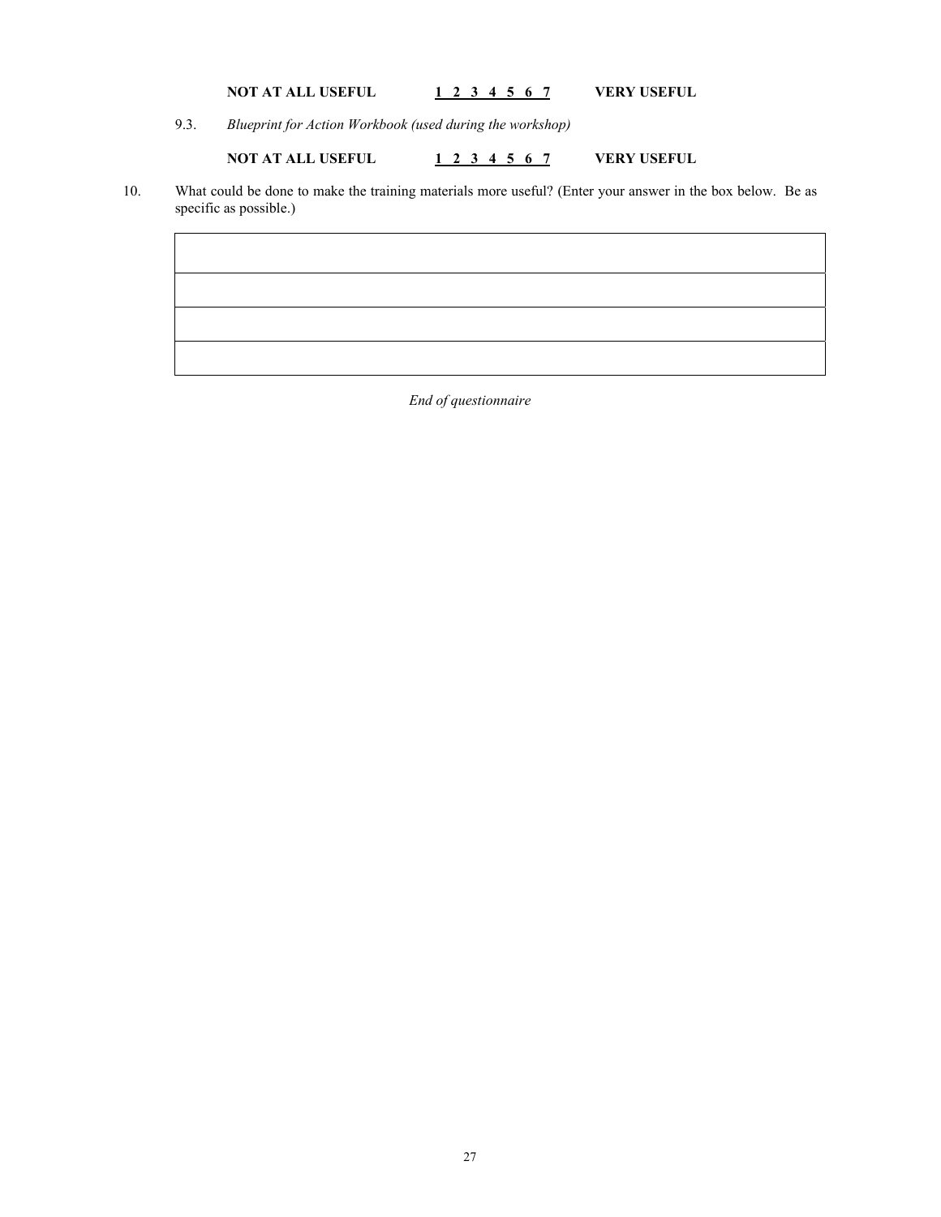**NOT AT ALL USEFUL** **1 2 3 4 5 6 7** **VERY USEFUL**

9.3. *Blueprint for Action Workbook (used during the workshop)*

**NOT AT ALL USEFUL** **1 2 3 4 5 6 7** **VERY USEFUL**

10. What could be done to make the training materials more useful? (Enter your answer in the box below. Be as specific as possible.)

| |
|---|
| |
| |
| |

*End of questionnaire*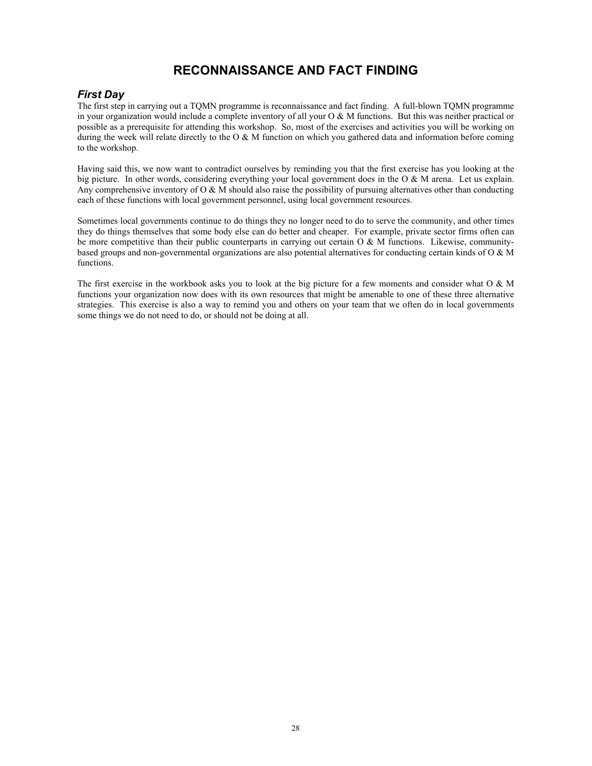# RECONNAISSANCE AND FACT FINDING

## *First Day*

The first step in carrying out a TQMN programme is reconnaissance and fact finding. A full-blown TQMN programme in your organization would include a complete inventory of all your O & M functions. But this was neither practical or possible as a prerequisite for attending this workshop. So, most of the exercises and activities you will be working on during the week will relate directly to the O & M function on which you gathered data and information before coming to the workshop.

Having said this, we now want to contradict ourselves by reminding you that the first exercise has you looking at the big picture. In other words, considering everything your local government does in the O & M arena. Let us explain. Any comprehensive inventory of O & M should also raise the possibility of pursuing alternatives other than conducting each of these functions with local government personnel, using local government resources.

Sometimes local governments continue to do things they no longer need to do to serve the community, and other times they do things themselves that some body else can do better and cheaper. For example, private sector firms often can be more competitive than their public counterparts in carrying out certain O & M functions. Likewise, community-based groups and non-governmental organizations are also potential alternatives for conducting certain kinds of O & M functions.

The first exercise in the workbook asks you to look at the big picture for a few moments and consider what O & M functions your organization now does with its own resources that might be amenable to one of these three alternative strategies. This exercise is also a way to remind you and others on your team that we often do in local governments some things we do not need to do, or should not be doing at all.